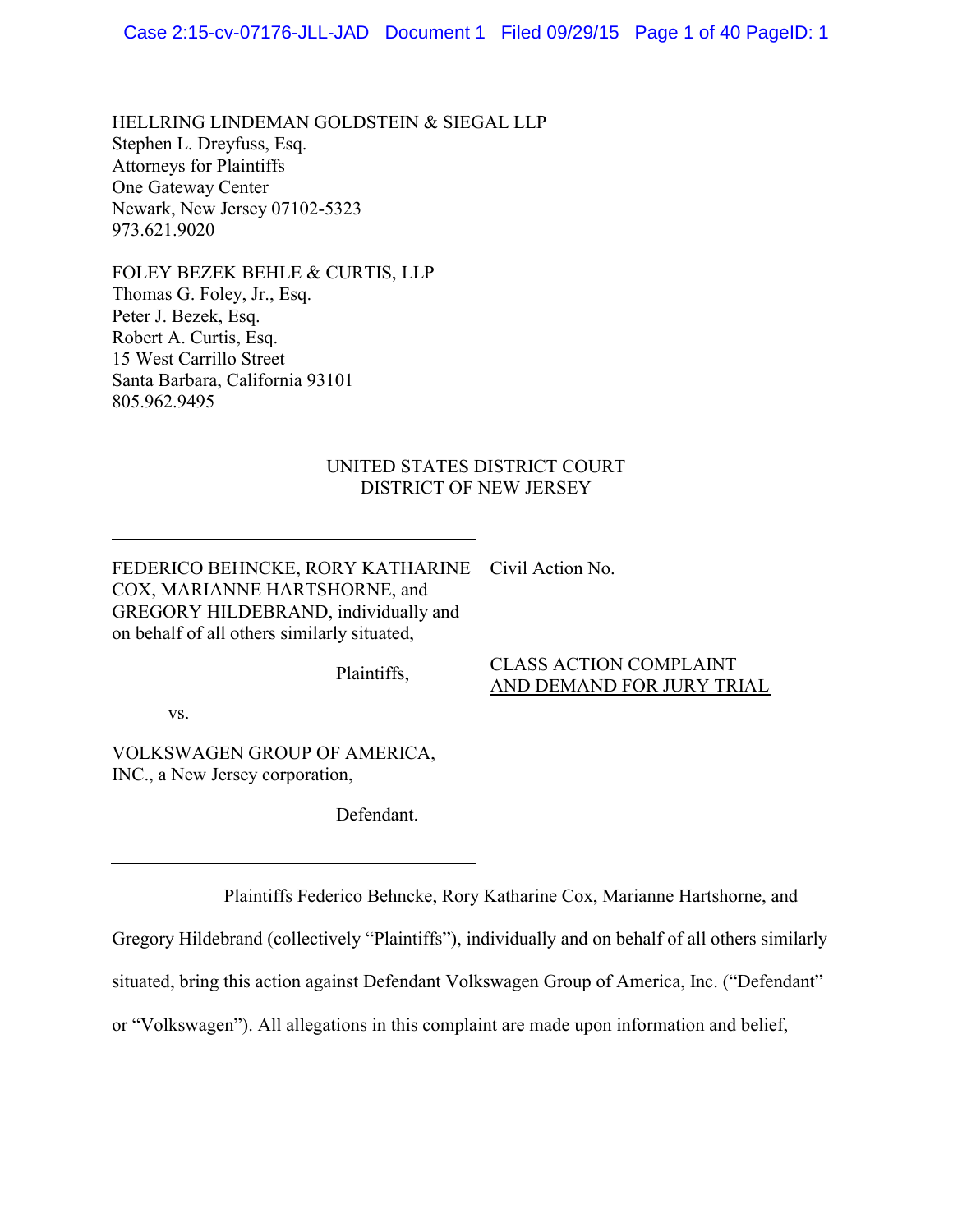HELLRING LINDEMAN GOLDSTEIN & SIEGAL LLP
Stephen L. Dreyfuss, Esq.
Attorneys for Plaintiffs
One Gateway Center
Newark, New Jersey 07102-5323
973.621.9020

FOLEY BEZEK BEHLE & CURTIS, LLP
Thomas G. Foley, Jr., Esq.
Peter J. Bezek, Esq.
Robert A. Curtis, Esq.
15 West Carrillo Street
Santa Barbara, California 93101
805.962.9495

UNITED STATES DISTRICT COURT
DISTRICT OF NEW JERSEY

| | |
|---|---|
| FEDERICO BEHNCKE, RORY KATHARINE COX, MARIANNE HARTSHORNE, and GREGORY HILDEBRAND, individually and on behalf of all others similarly situated,<br><br>Plaintiffs,<br><br>vs.<br><br>VOLKSWAGEN GROUP OF AMERICA, INC., a New Jersey corporation,<br><br>Defendant. | Civil Action No.<br><br>CLASS ACTION COMPLAINT<br>AND DEMAND FOR JURY TRIAL |

Plaintiffs Federico Behncke, Rory Katharine Cox, Marianne Hartshorne, and Gregory Hildebrand (collectively "Plaintiffs"), individually and on behalf of all others similarly situated, bring this action against Defendant Volkswagen Group of America, Inc. ("Defendant" or "Volkswagen"). All allegations in this complaint are made upon information and belief,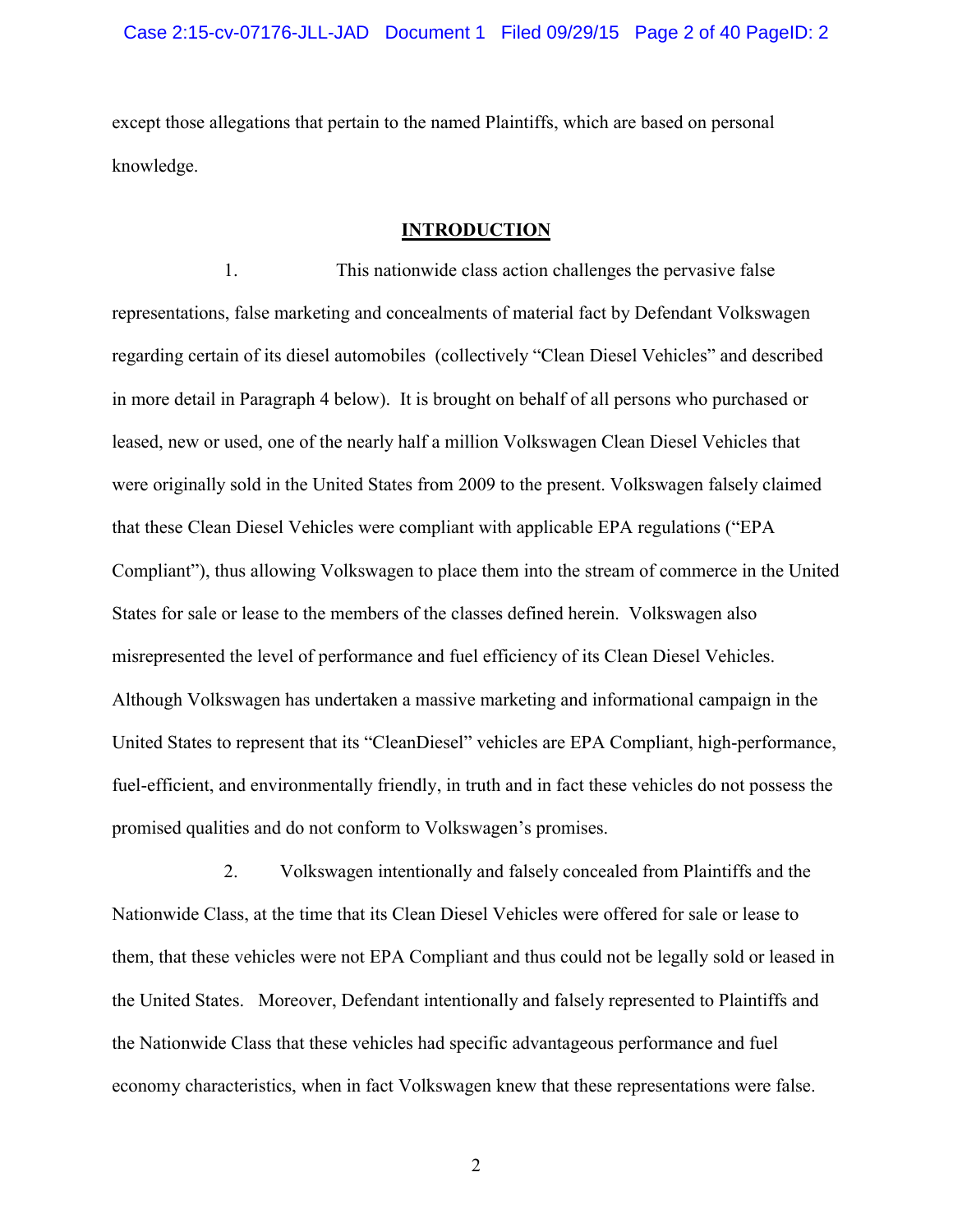except those allegations that pertain to the named Plaintiffs, which are based on personal knowledge.

## INTRODUCTION

1. This nationwide class action challenges the pervasive false representations, false marketing and concealments of material fact by Defendant Volkswagen regarding certain of its diesel automobiles (collectively "Clean Diesel Vehicles" and described in more detail in Paragraph 4 below). It is brought on behalf of all persons who purchased or leased, new or used, one of the nearly half a million Volkswagen Clean Diesel Vehicles that were originally sold in the United States from 2009 to the present. Volkswagen falsely claimed that these Clean Diesel Vehicles were compliant with applicable EPA regulations ("EPA Compliant"), thus allowing Volkswagen to place them into the stream of commerce in the United States for sale or lease to the members of the classes defined herein. Volkswagen also misrepresented the level of performance and fuel efficiency of its Clean Diesel Vehicles. Although Volkswagen has undertaken a massive marketing and informational campaign in the United States to represent that its "CleanDiesel" vehicles are EPA Compliant, high-performance, fuel-efficient, and environmentally friendly, in truth and in fact these vehicles do not possess the promised qualities and do not conform to Volkswagen's promises.

2. Volkswagen intentionally and falsely concealed from Plaintiffs and the Nationwide Class, at the time that its Clean Diesel Vehicles were offered for sale or lease to them, that these vehicles were not EPA Compliant and thus could not be legally sold or leased in the United States. Moreover, Defendant intentionally and falsely represented to Plaintiffs and the Nationwide Class that these vehicles had specific advantageous performance and fuel economy characteristics, when in fact Volkswagen knew that these representations were false.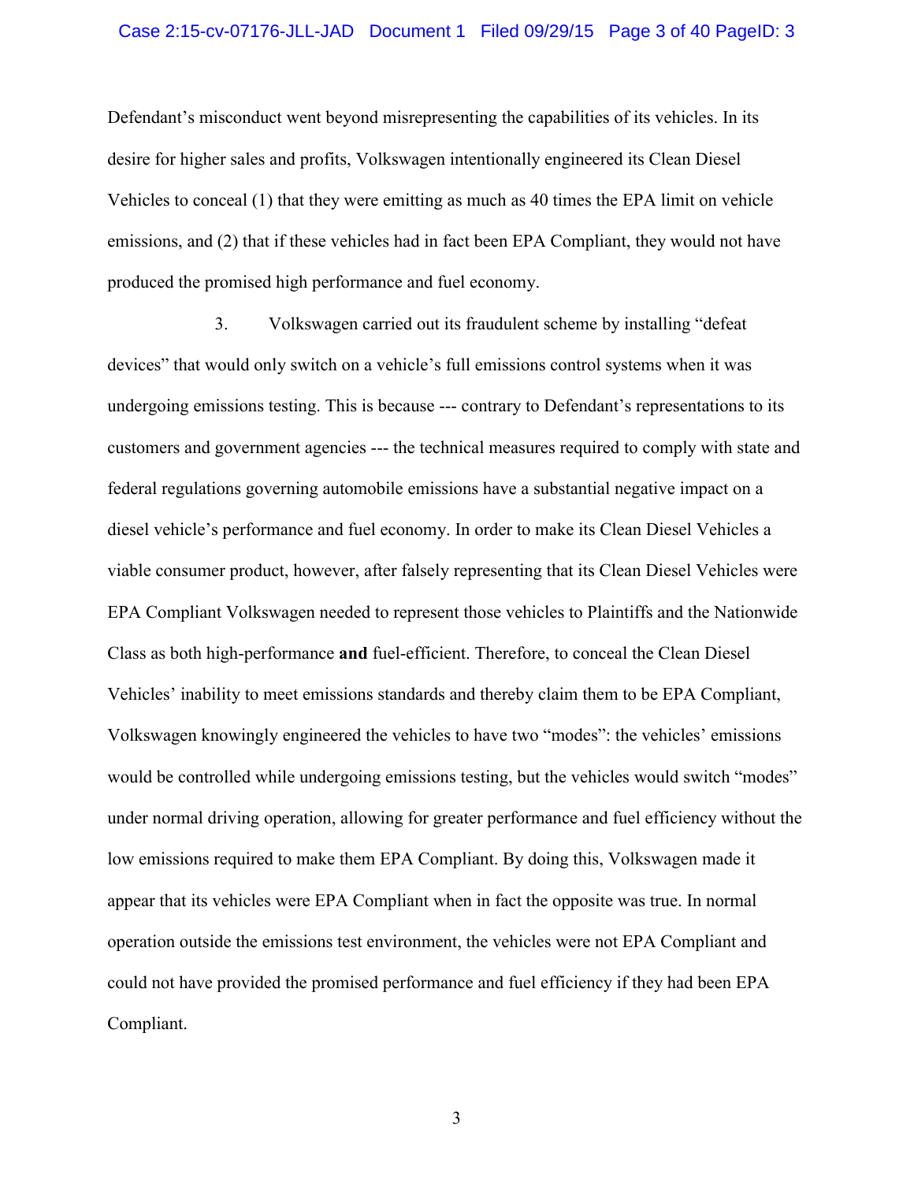Defendant's misconduct went beyond misrepresenting the capabilities of its vehicles. In its desire for higher sales and profits, Volkswagen intentionally engineered its Clean Diesel Vehicles to conceal (1) that they were emitting as much as 40 times the EPA limit on vehicle emissions, and (2) that if these vehicles had in fact been EPA Compliant, they would not have produced the promised high performance and fuel economy.

3. Volkswagen carried out its fraudulent scheme by installing "defeat devices" that would only switch on a vehicle's full emissions control systems when it was undergoing emissions testing. This is because --- contrary to Defendant's representations to its customers and government agencies --- the technical measures required to comply with state and federal regulations governing automobile emissions have a substantial negative impact on a diesel vehicle's performance and fuel economy. In order to make its Clean Diesel Vehicles a viable consumer product, however, after falsely representing that its Clean Diesel Vehicles were EPA Compliant Volkswagen needed to represent those vehicles to Plaintiffs and the Nationwide Class as both high-performance **and** fuel-efficient. Therefore, to conceal the Clean Diesel Vehicles' inability to meet emissions standards and thereby claim them to be EPA Compliant, Volkswagen knowingly engineered the vehicles to have two "modes": the vehicles' emissions would be controlled while undergoing emissions testing, but the vehicles would switch "modes" under normal driving operation, allowing for greater performance and fuel efficiency without the low emissions required to make them EPA Compliant. By doing this, Volkswagen made it appear that its vehicles were EPA Compliant when in fact the opposite was true. In normal operation outside the emissions test environment, the vehicles were not EPA Compliant and could not have provided the promised performance and fuel efficiency if they had been EPA Compliant.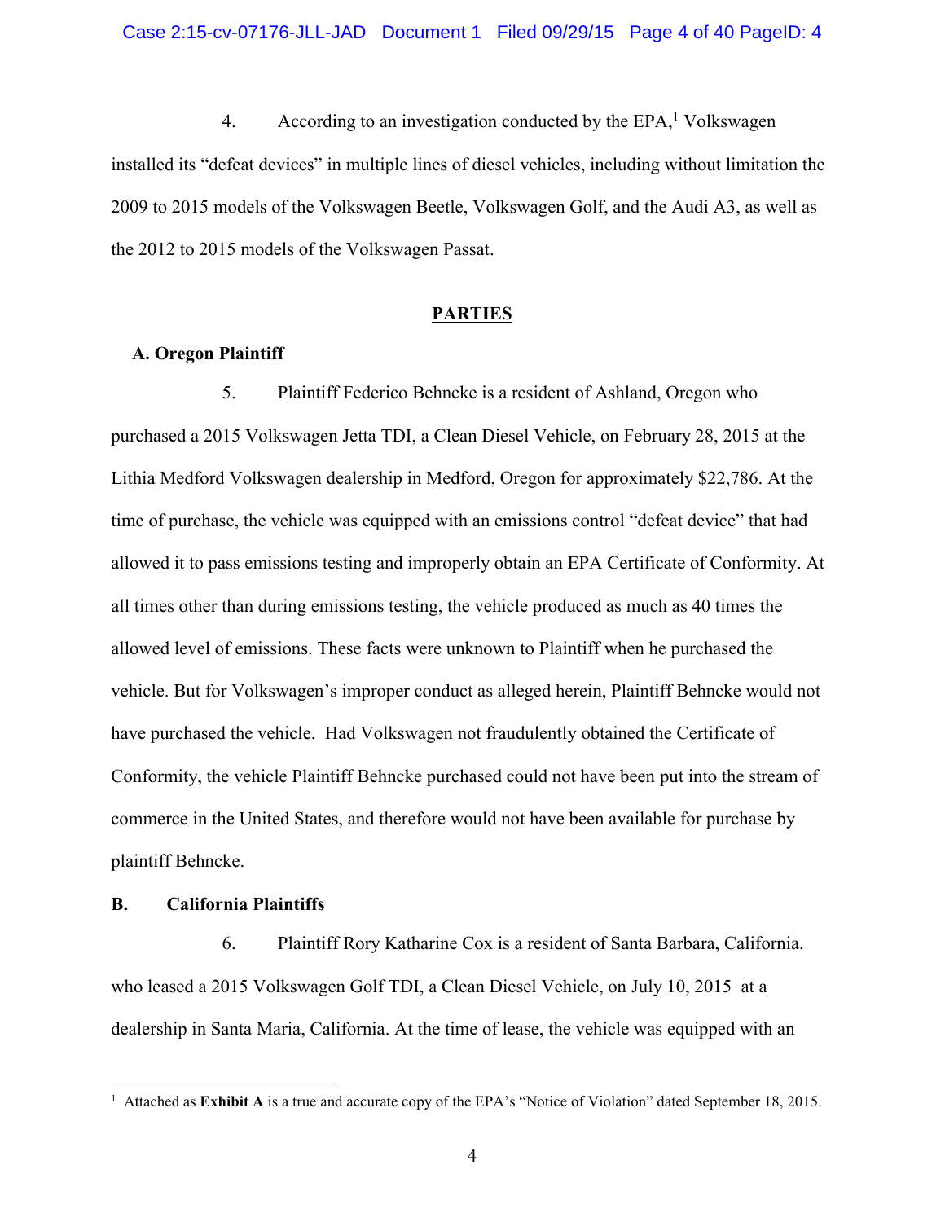4. According to an investigation conducted by the EPA,[1] Volkswagen installed its "defeat devices" in multiple lines of diesel vehicles, including without limitation the 2009 to 2015 models of the Volkswagen Beetle, Volkswagen Golf, and the Audi A3, as well as the 2012 to 2015 models of the Volkswagen Passat.

## PARTIES

### A. Oregon Plaintiff

5. Plaintiff Federico Behncke is a resident of Ashland, Oregon who purchased a 2015 Volkswagen Jetta TDI, a Clean Diesel Vehicle, on February 28, 2015 at the Lithia Medford Volkswagen dealership in Medford, Oregon for approximately $22,786. At the time of purchase, the vehicle was equipped with an emissions control "defeat device" that had allowed it to pass emissions testing and improperly obtain an EPA Certificate of Conformity. At all times other than during emissions testing, the vehicle produced as much as 40 times the allowed level of emissions. These facts were unknown to Plaintiff when he purchased the vehicle. But for Volkswagen's improper conduct as alleged herein, Plaintiff Behncke would not have purchased the vehicle. Had Volkswagen not fraudulently obtained the Certificate of Conformity, the vehicle Plaintiff Behncke purchased could not have been put into the stream of commerce in the United States, and therefore would not have been available for purchase by plaintiff Behncke.

### B. California Plaintiffs

6. Plaintiff Rory Katharine Cox is a resident of Santa Barbara, California. who leased a 2015 Volkswagen Golf TDI, a Clean Diesel Vehicle, on July 10, 2015 at a dealership in Santa Maria, California. At the time of lease, the vehicle was equipped with an

[1] Attached as **Exhibit A** is a true and accurate copy of the EPA's "Notice of Violation" dated September 18, 2015.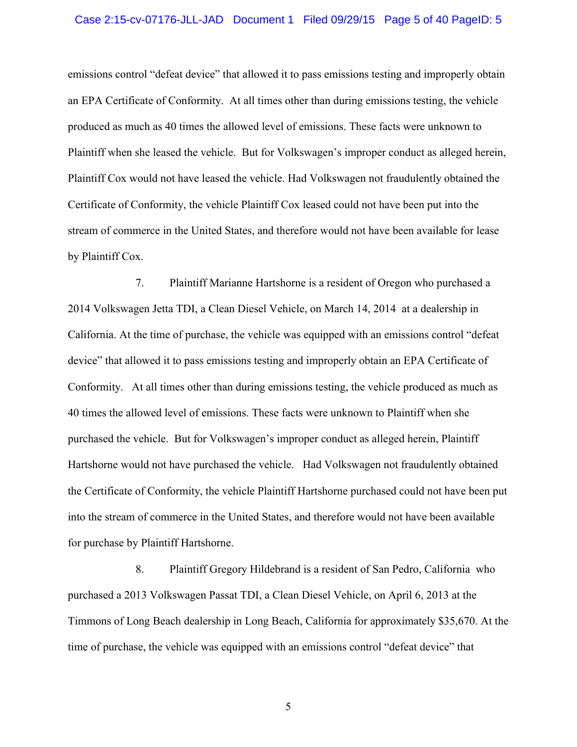emissions control "defeat device" that allowed it to pass emissions testing and improperly obtain an EPA Certificate of Conformity. At all times other than during emissions testing, the vehicle produced as much as 40 times the allowed level of emissions. These facts were unknown to Plaintiff when she leased the vehicle. But for Volkswagen's improper conduct as alleged herein, Plaintiff Cox would not have leased the vehicle. Had Volkswagen not fraudulently obtained the Certificate of Conformity, the vehicle Plaintiff Cox leased could not have been put into the stream of commerce in the United States, and therefore would not have been available for lease by Plaintiff Cox.

7. Plaintiff Marianne Hartshorne is a resident of Oregon who purchased a 2014 Volkswagen Jetta TDI, a Clean Diesel Vehicle, on March 14, 2014 at a dealership in California. At the time of purchase, the vehicle was equipped with an emissions control "defeat device" that allowed it to pass emissions testing and improperly obtain an EPA Certificate of Conformity. At all times other than during emissions testing, the vehicle produced as much as 40 times the allowed level of emissions. These facts were unknown to Plaintiff when she purchased the vehicle. But for Volkswagen's improper conduct as alleged herein, Plaintiff Hartshorne would not have purchased the vehicle. Had Volkswagen not fraudulently obtained the Certificate of Conformity, the vehicle Plaintiff Hartshorne purchased could not have been put into the stream of commerce in the United States, and therefore would not have been available for purchase by Plaintiff Hartshorne.

8. Plaintiff Gregory Hildebrand is a resident of San Pedro, California who purchased a 2013 Volkswagen Passat TDI, a Clean Diesel Vehicle, on April 6, 2013 at the Timmons of Long Beach dealership in Long Beach, California for approximately $35,670. At the time of purchase, the vehicle was equipped with an emissions control "defeat device" that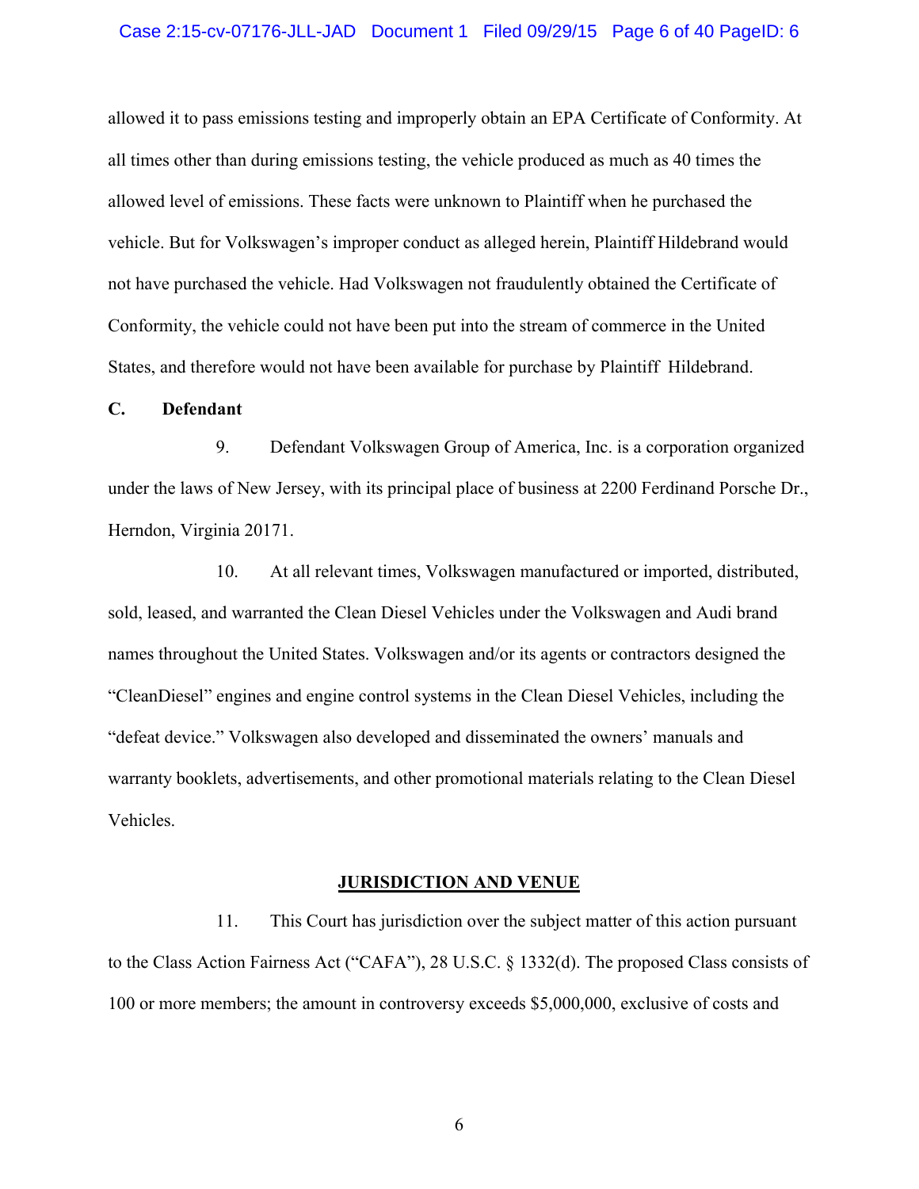allowed it to pass emissions testing and improperly obtain an EPA Certificate of Conformity. At all times other than during emissions testing, the vehicle produced as much as 40 times the allowed level of emissions. These facts were unknown to Plaintiff when he purchased the vehicle. But for Volkswagen's improper conduct as alleged herein, Plaintiff Hildebrand would not have purchased the vehicle. Had Volkswagen not fraudulently obtained the Certificate of Conformity, the vehicle could not have been put into the stream of commerce in the United States, and therefore would not have been available for purchase by Plaintiff Hildebrand.

**C. Defendant**

9. Defendant Volkswagen Group of America, Inc. is a corporation organized under the laws of New Jersey, with its principal place of business at 2200 Ferdinand Porsche Dr., Herndon, Virginia 20171.

10. At all relevant times, Volkswagen manufactured or imported, distributed, sold, leased, and warranted the Clean Diesel Vehicles under the Volkswagen and Audi brand names throughout the United States. Volkswagen and/or its agents or contractors designed the "CleanDiesel" engines and engine control systems in the Clean Diesel Vehicles, including the "defeat device." Volkswagen also developed and disseminated the owners' manuals and warranty booklets, advertisements, and other promotional materials relating to the Clean Diesel Vehicles.

## JURISDICTION AND VENUE

11. This Court has jurisdiction over the subject matter of this action pursuant to the Class Action Fairness Act ("CAFA"), 28 U.S.C. § 1332(d). The proposed Class consists of 100 or more members; the amount in controversy exceeds $5,000,000, exclusive of costs and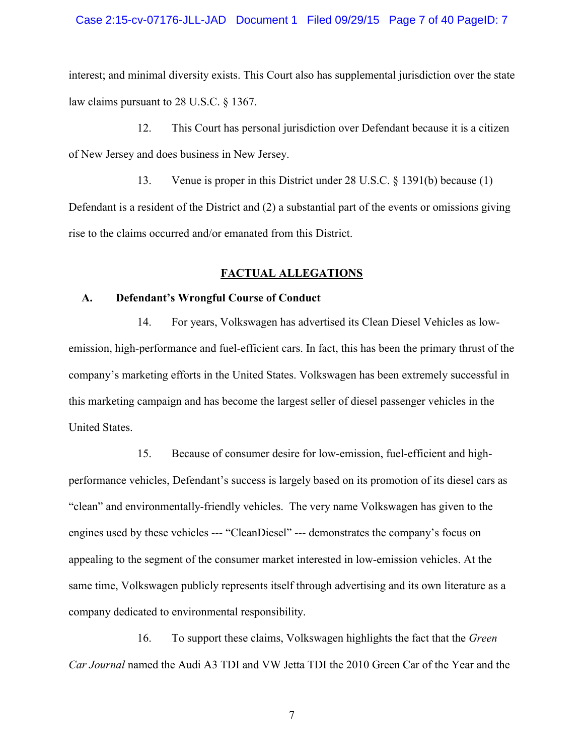interest; and minimal diversity exists. This Court also has supplemental jurisdiction over the state law claims pursuant to 28 U.S.C. § 1367.

12. This Court has personal jurisdiction over Defendant because it is a citizen of New Jersey and does business in New Jersey.

13. Venue is proper in this District under 28 U.S.C. § 1391(b) because (1) Defendant is a resident of the District and (2) a substantial part of the events or omissions giving rise to the claims occurred and/or emanated from this District.

## FACTUAL ALLEGATIONS

### A. Defendant's Wrongful Course of Conduct

14. For years, Volkswagen has advertised its Clean Diesel Vehicles as low-emission, high-performance and fuel-efficient cars. In fact, this has been the primary thrust of the company's marketing efforts in the United States. Volkswagen has been extremely successful in this marketing campaign and has become the largest seller of diesel passenger vehicles in the United States.

15. Because of consumer desire for low-emission, fuel-efficient and high-performance vehicles, Defendant's success is largely based on its promotion of its diesel cars as "clean" and environmentally-friendly vehicles. The very name Volkswagen has given to the engines used by these vehicles --- "CleanDiesel" --- demonstrates the company's focus on appealing to the segment of the consumer market interested in low-emission vehicles. At the same time, Volkswagen publicly represents itself through advertising and its own literature as a company dedicated to environmental responsibility.

16. To support these claims, Volkswagen highlights the fact that the *Green Car Journal* named the Audi A3 TDI and VW Jetta TDI the 2010 Green Car of the Year and the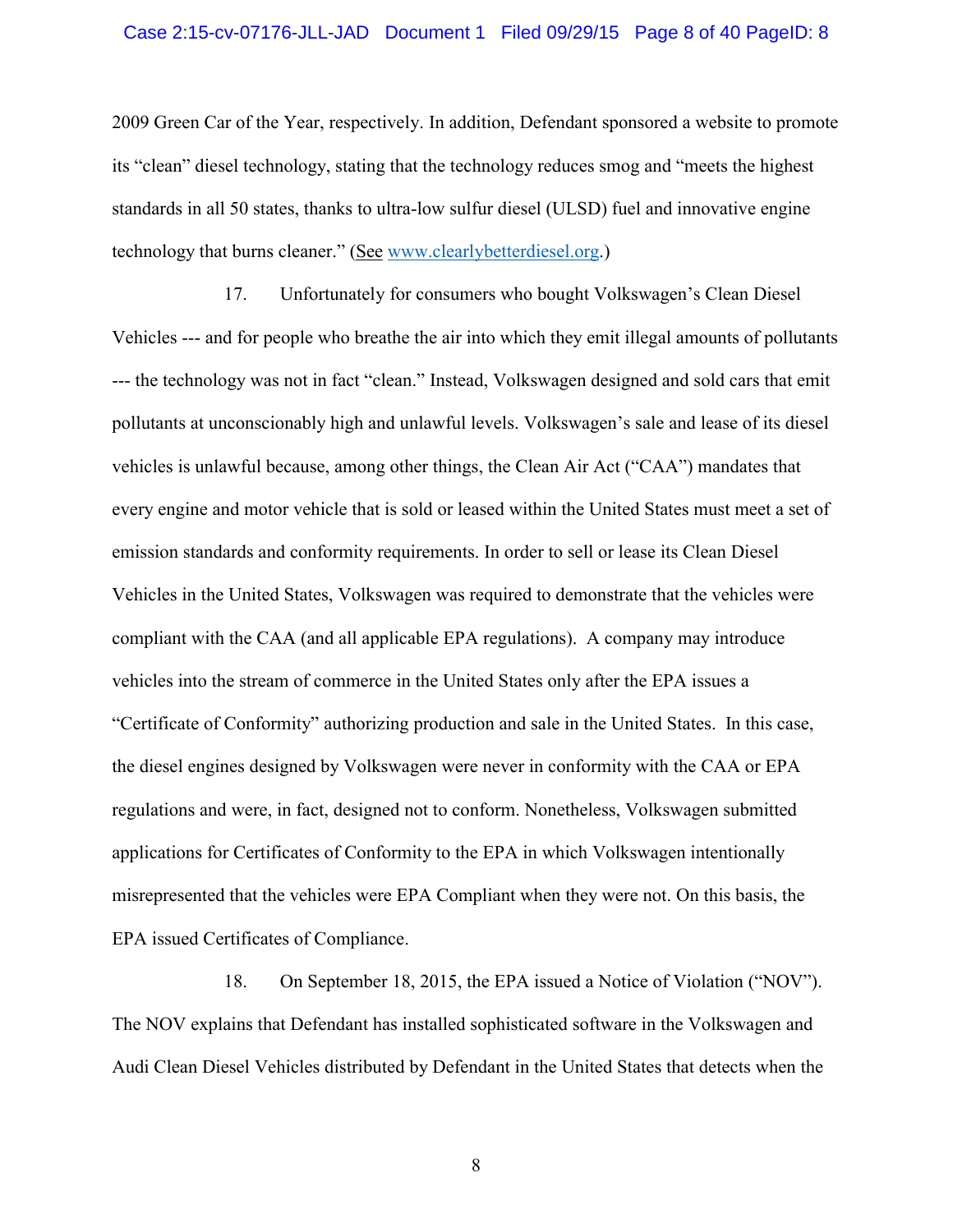2009 Green Car of the Year, respectively. In addition, Defendant sponsored a website to promote its "clean" diesel technology, stating that the technology reduces smog and "meets the highest standards in all 50 states, thanks to ultra-low sulfur diesel (ULSD) fuel and innovative engine technology that burns cleaner." (See www.clearlybetterdiesel.org.)

17. Unfortunately for consumers who bought Volkswagen's Clean Diesel Vehicles --- and for people who breathe the air into which they emit illegal amounts of pollutants --- the technology was not in fact "clean." Instead, Volkswagen designed and sold cars that emit pollutants at unconscionably high and unlawful levels. Volkswagen's sale and lease of its diesel vehicles is unlawful because, among other things, the Clean Air Act ("CAA") mandates that every engine and motor vehicle that is sold or leased within the United States must meet a set of emission standards and conformity requirements. In order to sell or lease its Clean Diesel Vehicles in the United States, Volkswagen was required to demonstrate that the vehicles were compliant with the CAA (and all applicable EPA regulations). A company may introduce vehicles into the stream of commerce in the United States only after the EPA issues a "Certificate of Conformity" authorizing production and sale in the United States. In this case, the diesel engines designed by Volkswagen were never in conformity with the CAA or EPA regulations and were, in fact, designed not to conform. Nonetheless, Volkswagen submitted applications for Certificates of Conformity to the EPA in which Volkswagen intentionally misrepresented that the vehicles were EPA Compliant when they were not. On this basis, the EPA issued Certificates of Compliance.

18. On September 18, 2015, the EPA issued a Notice of Violation ("NOV"). The NOV explains that Defendant has installed sophisticated software in the Volkswagen and Audi Clean Diesel Vehicles distributed by Defendant in the United States that detects when the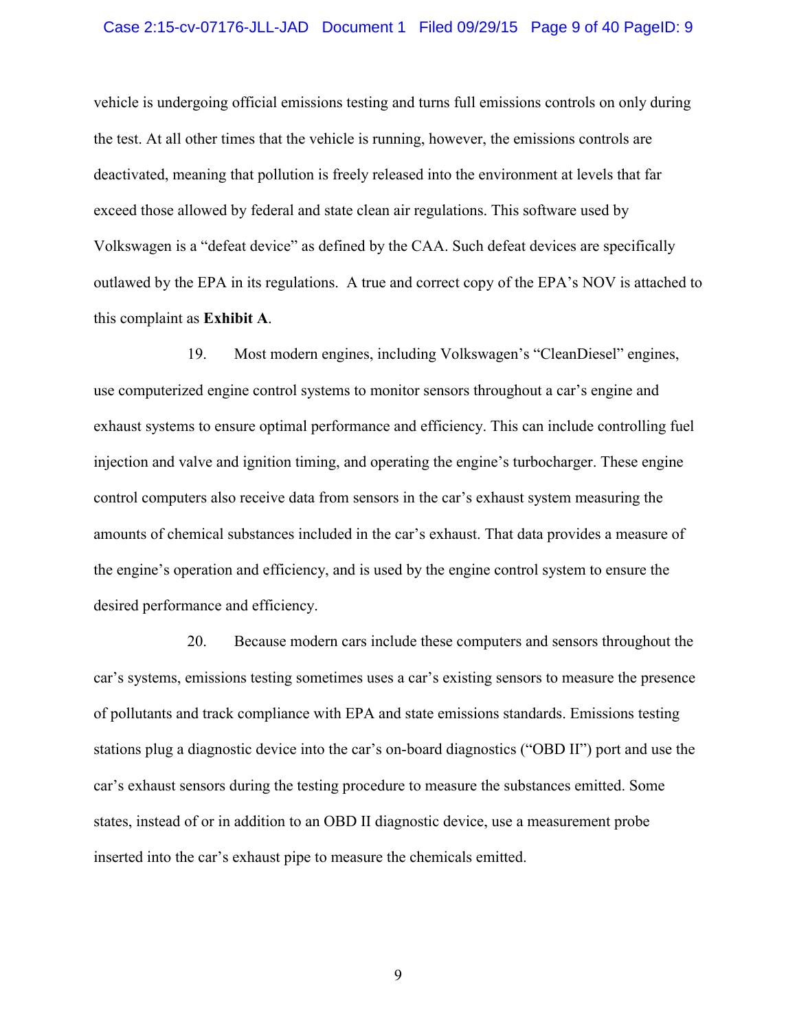vehicle is undergoing official emissions testing and turns full emissions controls on only during the test. At all other times that the vehicle is running, however, the emissions controls are deactivated, meaning that pollution is freely released into the environment at levels that far exceed those allowed by federal and state clean air regulations. This software used by Volkswagen is a "defeat device" as defined by the CAA. Such defeat devices are specifically outlawed by the EPA in its regulations. A true and correct copy of the EPA's NOV is attached to this complaint as **Exhibit A**.

19. Most modern engines, including Volkswagen's "CleanDiesel" engines, use computerized engine control systems to monitor sensors throughout a car's engine and exhaust systems to ensure optimal performance and efficiency. This can include controlling fuel injection and valve and ignition timing, and operating the engine's turbocharger. These engine control computers also receive data from sensors in the car's exhaust system measuring the amounts of chemical substances included in the car's exhaust. That data provides a measure of the engine's operation and efficiency, and is used by the engine control system to ensure the desired performance and efficiency.

20. Because modern cars include these computers and sensors throughout the car's systems, emissions testing sometimes uses a car's existing sensors to measure the presence of pollutants and track compliance with EPA and state emissions standards. Emissions testing stations plug a diagnostic device into the car's on-board diagnostics ("OBD II") port and use the car's exhaust sensors during the testing procedure to measure the substances emitted. Some states, instead of or in addition to an OBD II diagnostic device, use a measurement probe inserted into the car's exhaust pipe to measure the chemicals emitted.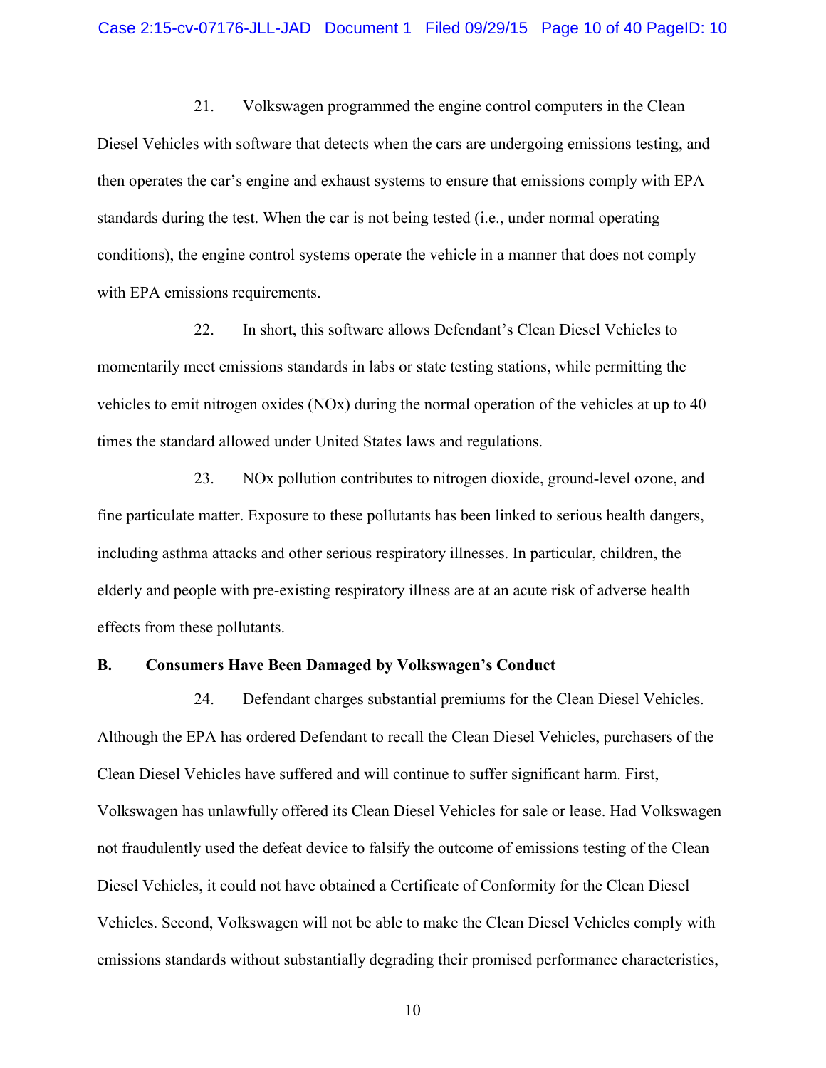21. Volkswagen programmed the engine control computers in the Clean Diesel Vehicles with software that detects when the cars are undergoing emissions testing, and then operates the car's engine and exhaust systems to ensure that emissions comply with EPA standards during the test. When the car is not being tested (i.e., under normal operating conditions), the engine control systems operate the vehicle in a manner that does not comply with EPA emissions requirements.

22. In short, this software allows Defendant's Clean Diesel Vehicles to momentarily meet emissions standards in labs or state testing stations, while permitting the vehicles to emit nitrogen oxides (NOx) during the normal operation of the vehicles at up to 40 times the standard allowed under United States laws and regulations.

23. NOx pollution contributes to nitrogen dioxide, ground-level ozone, and fine particulate matter. Exposure to these pollutants has been linked to serious health dangers, including asthma attacks and other serious respiratory illnesses. In particular, children, the elderly and people with pre-existing respiratory illness are at an acute risk of adverse health effects from these pollutants.

**B. Consumers Have Been Damaged by Volkswagen's Conduct**

24. Defendant charges substantial premiums for the Clean Diesel Vehicles. Although the EPA has ordered Defendant to recall the Clean Diesel Vehicles, purchasers of the Clean Diesel Vehicles have suffered and will continue to suffer significant harm. First, Volkswagen has unlawfully offered its Clean Diesel Vehicles for sale or lease. Had Volkswagen not fraudulently used the defeat device to falsify the outcome of emissions testing of the Clean Diesel Vehicles, it could not have obtained a Certificate of Conformity for the Clean Diesel Vehicles. Second, Volkswagen will not be able to make the Clean Diesel Vehicles comply with emissions standards without substantially degrading their promised performance characteristics,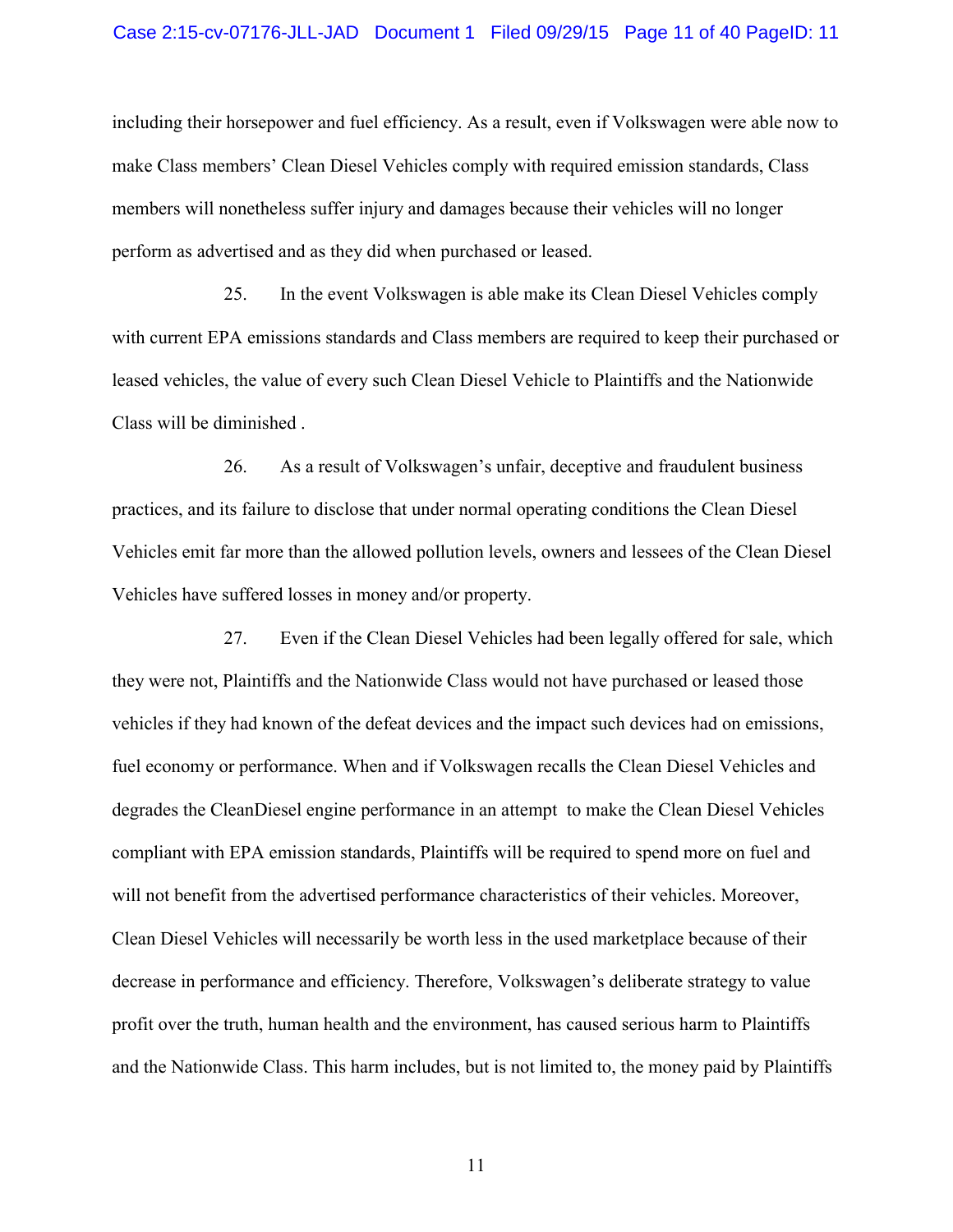including their horsepower and fuel efficiency. As a result, even if Volkswagen were able now to make Class members' Clean Diesel Vehicles comply with required emission standards, Class members will nonetheless suffer injury and damages because their vehicles will no longer perform as advertised and as they did when purchased or leased.

25. In the event Volkswagen is able make its Clean Diesel Vehicles comply with current EPA emissions standards and Class members are required to keep their purchased or leased vehicles, the value of every such Clean Diesel Vehicle to Plaintiffs and the Nationwide Class will be diminished .

26. As a result of Volkswagen's unfair, deceptive and fraudulent business practices, and its failure to disclose that under normal operating conditions the Clean Diesel Vehicles emit far more than the allowed pollution levels, owners and lessees of the Clean Diesel Vehicles have suffered losses in money and/or property.

27. Even if the Clean Diesel Vehicles had been legally offered for sale, which they were not, Plaintiffs and the Nationwide Class would not have purchased or leased those vehicles if they had known of the defeat devices and the impact such devices had on emissions, fuel economy or performance. When and if Volkswagen recalls the Clean Diesel Vehicles and degrades the CleanDiesel engine performance in an attempt to make the Clean Diesel Vehicles compliant with EPA emission standards, Plaintiffs will be required to spend more on fuel and will not benefit from the advertised performance characteristics of their vehicles. Moreover, Clean Diesel Vehicles will necessarily be worth less in the used marketplace because of their decrease in performance and efficiency. Therefore, Volkswagen's deliberate strategy to value profit over the truth, human health and the environment, has caused serious harm to Plaintiffs and the Nationwide Class. This harm includes, but is not limited to, the money paid by Plaintiffs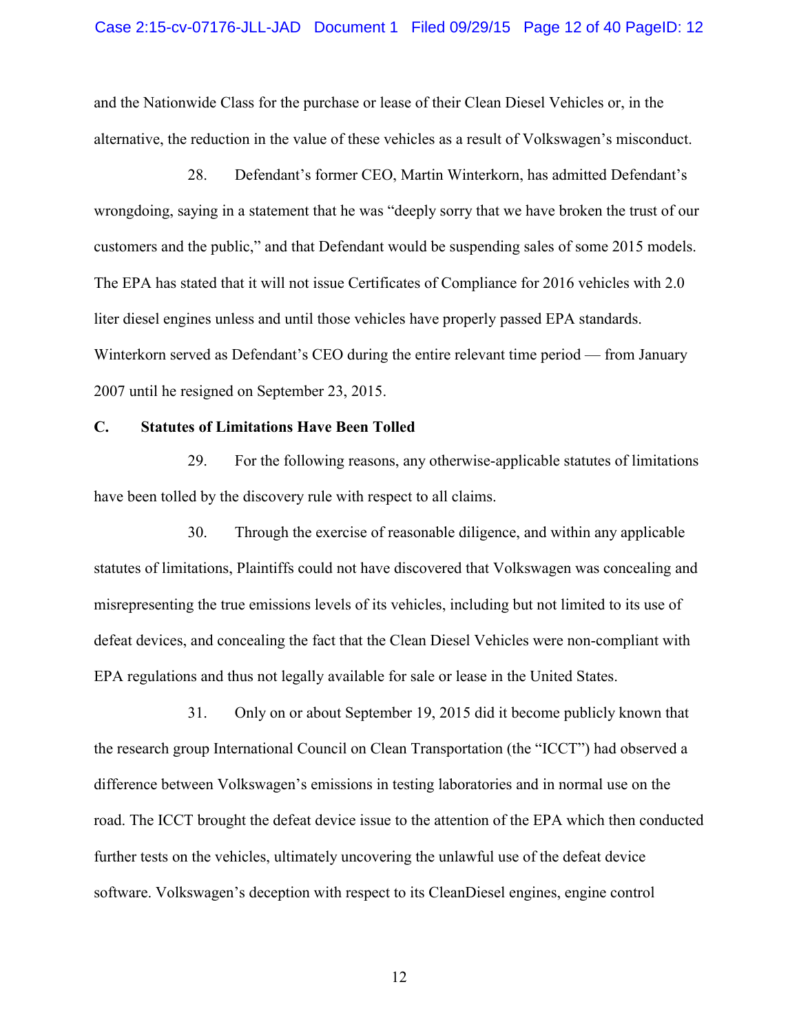and the Nationwide Class for the purchase or lease of their Clean Diesel Vehicles or, in the alternative, the reduction in the value of these vehicles as a result of Volkswagen's misconduct.

28. Defendant's former CEO, Martin Winterkorn, has admitted Defendant's wrongdoing, saying in a statement that he was "deeply sorry that we have broken the trust of our customers and the public," and that Defendant would be suspending sales of some 2015 models. The EPA has stated that it will not issue Certificates of Compliance for 2016 vehicles with 2.0 liter diesel engines unless and until those vehicles have properly passed EPA standards. Winterkorn served as Defendant's CEO during the entire relevant time period — from January 2007 until he resigned on September 23, 2015.

### C. Statutes of Limitations Have Been Tolled

29. For the following reasons, any otherwise-applicable statutes of limitations have been tolled by the discovery rule with respect to all claims.

30. Through the exercise of reasonable diligence, and within any applicable statutes of limitations, Plaintiffs could not have discovered that Volkswagen was concealing and misrepresenting the true emissions levels of its vehicles, including but not limited to its use of defeat devices, and concealing the fact that the Clean Diesel Vehicles were non-compliant with EPA regulations and thus not legally available for sale or lease in the United States.

31. Only on or about September 19, 2015 did it become publicly known that the research group International Council on Clean Transportation (the "ICCT") had observed a difference between Volkswagen's emissions in testing laboratories and in normal use on the road. The ICCT brought the defeat device issue to the attention of the EPA which then conducted further tests on the vehicles, ultimately uncovering the unlawful use of the defeat device software. Volkswagen's deception with respect to its CleanDiesel engines, engine control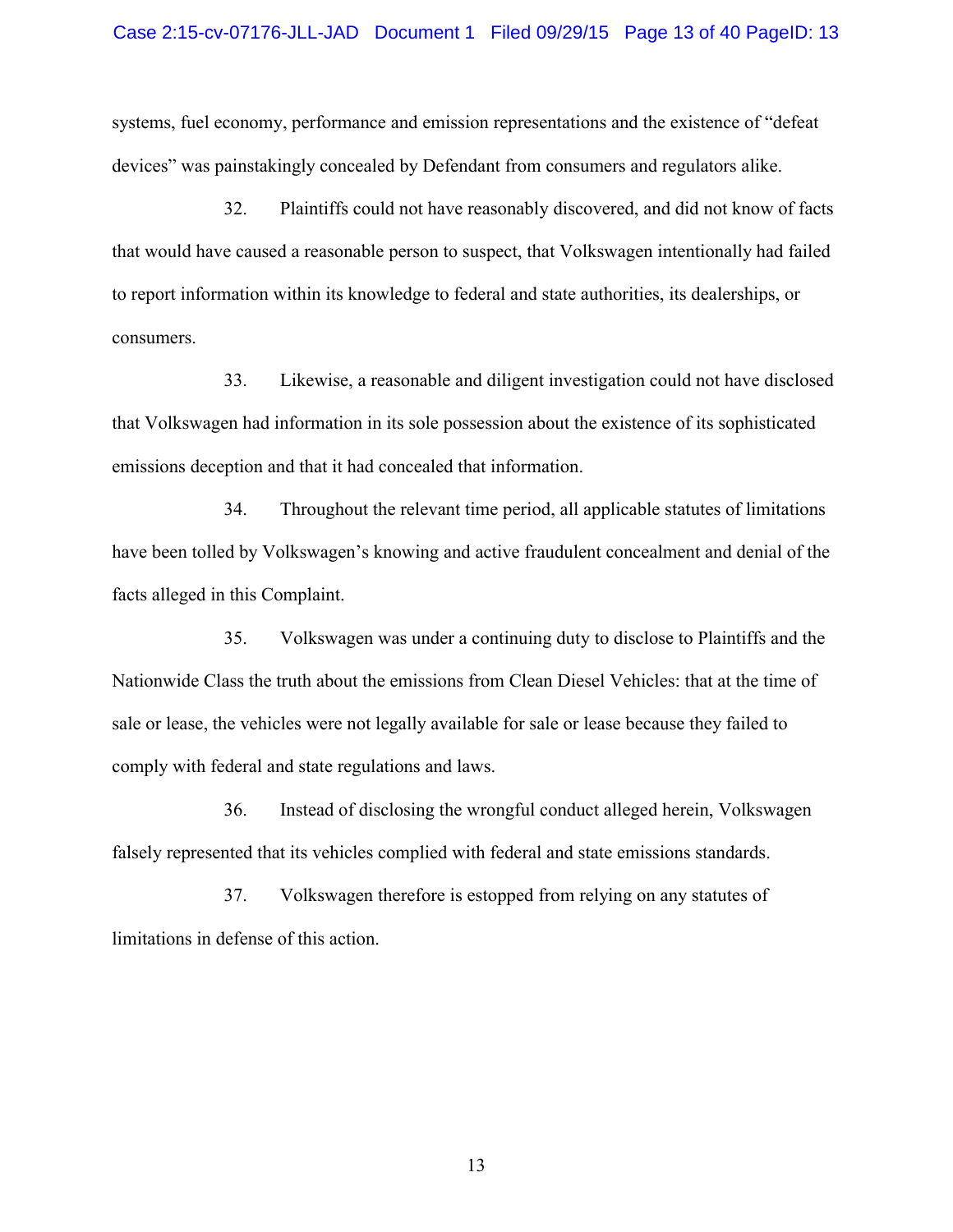systems, fuel economy, performance and emission representations and the existence of "defeat devices" was painstakingly concealed by Defendant from consumers and regulators alike.

32. Plaintiffs could not have reasonably discovered, and did not know of facts that would have caused a reasonable person to suspect, that Volkswagen intentionally had failed to report information within its knowledge to federal and state authorities, its dealerships, or consumers.

33. Likewise, a reasonable and diligent investigation could not have disclosed that Volkswagen had information in its sole possession about the existence of its sophisticated emissions deception and that it had concealed that information.

34. Throughout the relevant time period, all applicable statutes of limitations have been tolled by Volkswagen's knowing and active fraudulent concealment and denial of the facts alleged in this Complaint.

35. Volkswagen was under a continuing duty to disclose to Plaintiffs and the Nationwide Class the truth about the emissions from Clean Diesel Vehicles: that at the time of sale or lease, the vehicles were not legally available for sale or lease because they failed to comply with federal and state regulations and laws.

36. Instead of disclosing the wrongful conduct alleged herein, Volkswagen falsely represented that its vehicles complied with federal and state emissions standards.

37. Volkswagen therefore is estopped from relying on any statutes of limitations in defense of this action.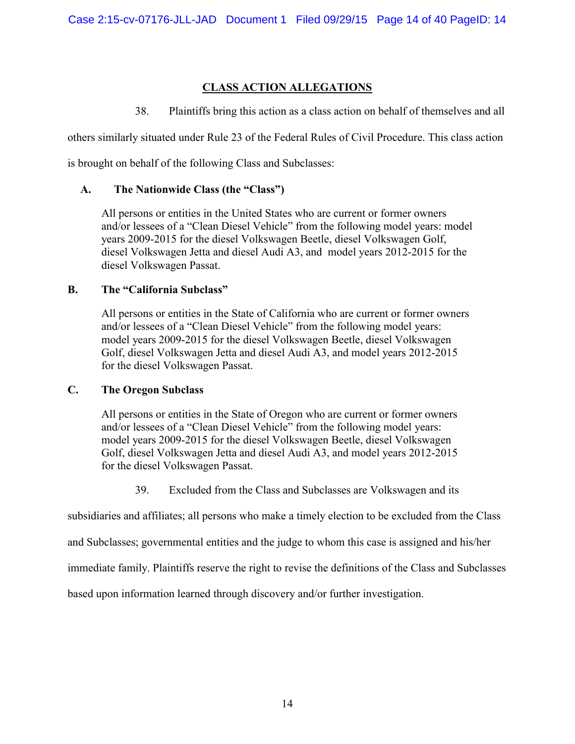## CLASS ACTION ALLEGATIONS

38. Plaintiffs bring this action as a class action on behalf of themselves and all others similarly situated under Rule 23 of the Federal Rules of Civil Procedure. This class action is brought on behalf of the following Class and Subclasses:

### A. The Nationwide Class (the "Class")

All persons or entities in the United States who are current or former owners and/or lessees of a "Clean Diesel Vehicle" from the following model years: model years 2009-2015 for the diesel Volkswagen Beetle, diesel Volkswagen Golf, diesel Volkswagen Jetta and diesel Audi A3, and model years 2012-2015 for the diesel Volkswagen Passat.

### B. The "California Subclass"

All persons or entities in the State of California who are current or former owners and/or lessees of a "Clean Diesel Vehicle" from the following model years: model years 2009-2015 for the diesel Volkswagen Beetle, diesel Volkswagen Golf, diesel Volkswagen Jetta and diesel Audi A3, and model years 2012-2015 for the diesel Volkswagen Passat.

### C. The Oregon Subclass

All persons or entities in the State of Oregon who are current or former owners and/or lessees of a "Clean Diesel Vehicle" from the following model years: model years 2009-2015 for the diesel Volkswagen Beetle, diesel Volkswagen Golf, diesel Volkswagen Jetta and diesel Audi A3, and model years 2012-2015 for the diesel Volkswagen Passat.

39. Excluded from the Class and Subclasses are Volkswagen and its subsidiaries and affiliates; all persons who make a timely election to be excluded from the Class and Subclasses; governmental entities and the judge to whom this case is assigned and his/her immediate family. Plaintiffs reserve the right to revise the definitions of the Class and Subclasses based upon information learned through discovery and/or further investigation.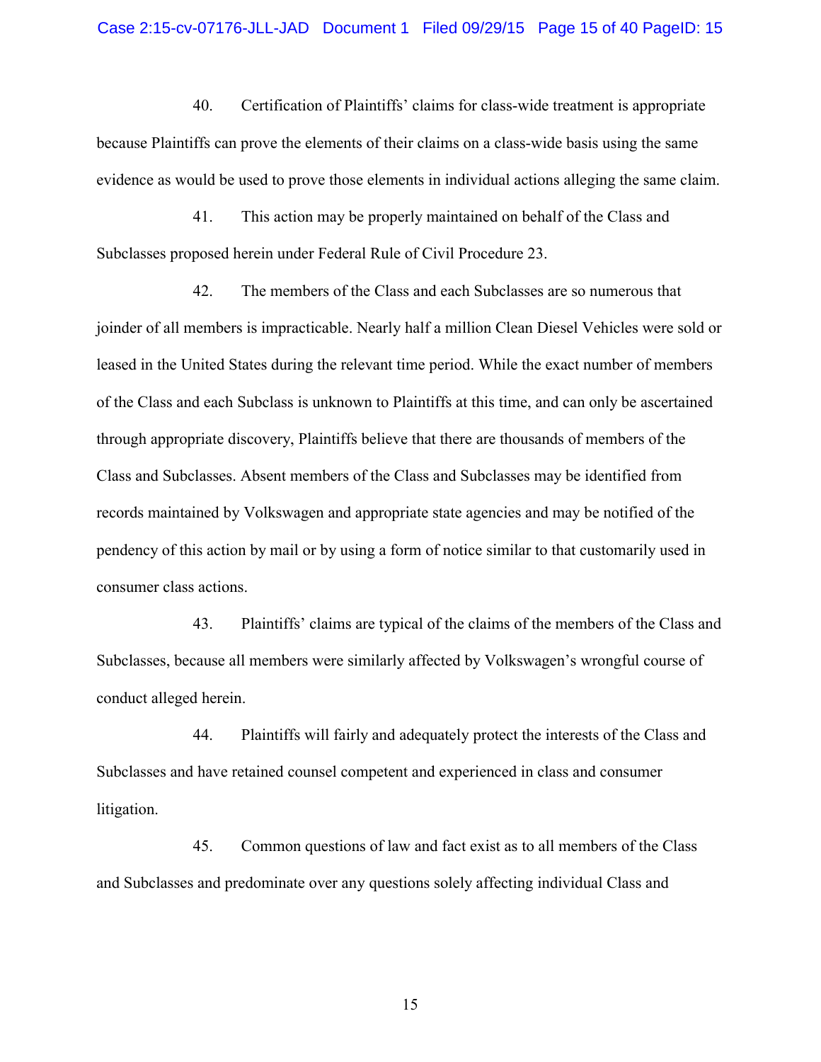40. Certification of Plaintiffs' claims for class-wide treatment is appropriate because Plaintiffs can prove the elements of their claims on a class-wide basis using the same evidence as would be used to prove those elements in individual actions alleging the same claim.

41. This action may be properly maintained on behalf of the Class and Subclasses proposed herein under Federal Rule of Civil Procedure 23.

42. The members of the Class and each Subclasses are so numerous that joinder of all members is impracticable. Nearly half a million Clean Diesel Vehicles were sold or leased in the United States during the relevant time period. While the exact number of members of the Class and each Subclass is unknown to Plaintiffs at this time, and can only be ascertained through appropriate discovery, Plaintiffs believe that there are thousands of members of the Class and Subclasses. Absent members of the Class and Subclasses may be identified from records maintained by Volkswagen and appropriate state agencies and may be notified of the pendency of this action by mail or by using a form of notice similar to that customarily used in consumer class actions.

43. Plaintiffs' claims are typical of the claims of the members of the Class and Subclasses, because all members were similarly affected by Volkswagen's wrongful course of conduct alleged herein.

44. Plaintiffs will fairly and adequately protect the interests of the Class and Subclasses and have retained counsel competent and experienced in class and consumer litigation.

45. Common questions of law and fact exist as to all members of the Class and Subclasses and predominate over any questions solely affecting individual Class and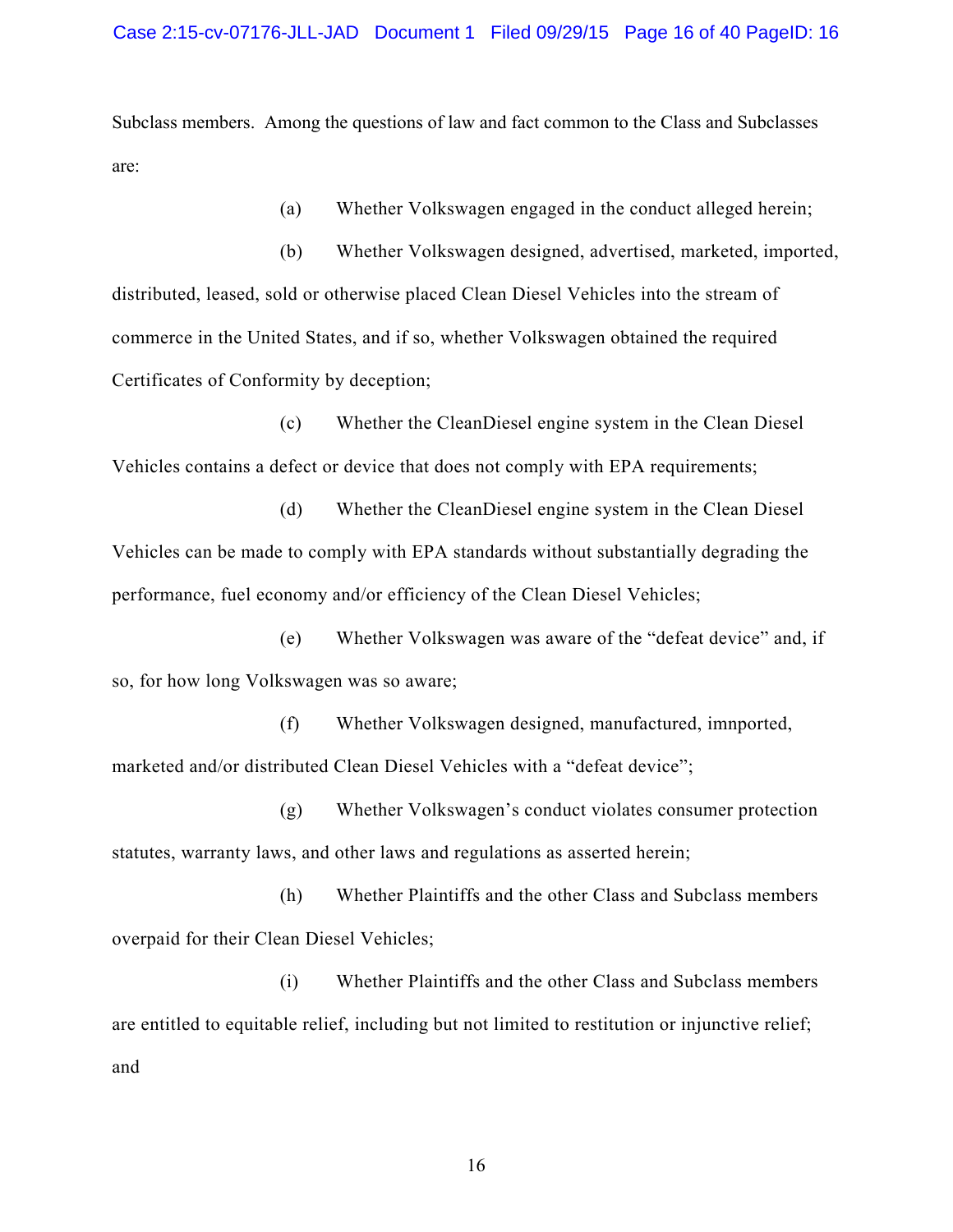Subclass members. Among the questions of law and fact common to the Class and Subclasses are:

(a) Whether Volkswagen engaged in the conduct alleged herein;

(b) Whether Volkswagen designed, advertised, marketed, imported, distributed, leased, sold or otherwise placed Clean Diesel Vehicles into the stream of commerce in the United States, and if so, whether Volkswagen obtained the required Certificates of Conformity by deception;

(c) Whether the CleanDiesel engine system in the Clean Diesel Vehicles contains a defect or device that does not comply with EPA requirements;

(d) Whether the CleanDiesel engine system in the Clean Diesel Vehicles can be made to comply with EPA standards without substantially degrading the performance, fuel economy and/or efficiency of the Clean Diesel Vehicles;

(e) Whether Volkswagen was aware of the "defeat device" and, if so, for how long Volkswagen was so aware;

(f) Whether Volkswagen designed, manufactured, imnported, marketed and/or distributed Clean Diesel Vehicles with a "defeat device";

(g) Whether Volkswagen's conduct violates consumer protection statutes, warranty laws, and other laws and regulations as asserted herein;

(h) Whether Plaintiffs and the other Class and Subclass members overpaid for their Clean Diesel Vehicles;

(i) Whether Plaintiffs and the other Class and Subclass members are entitled to equitable relief, including but not limited to restitution or injunctive relief; and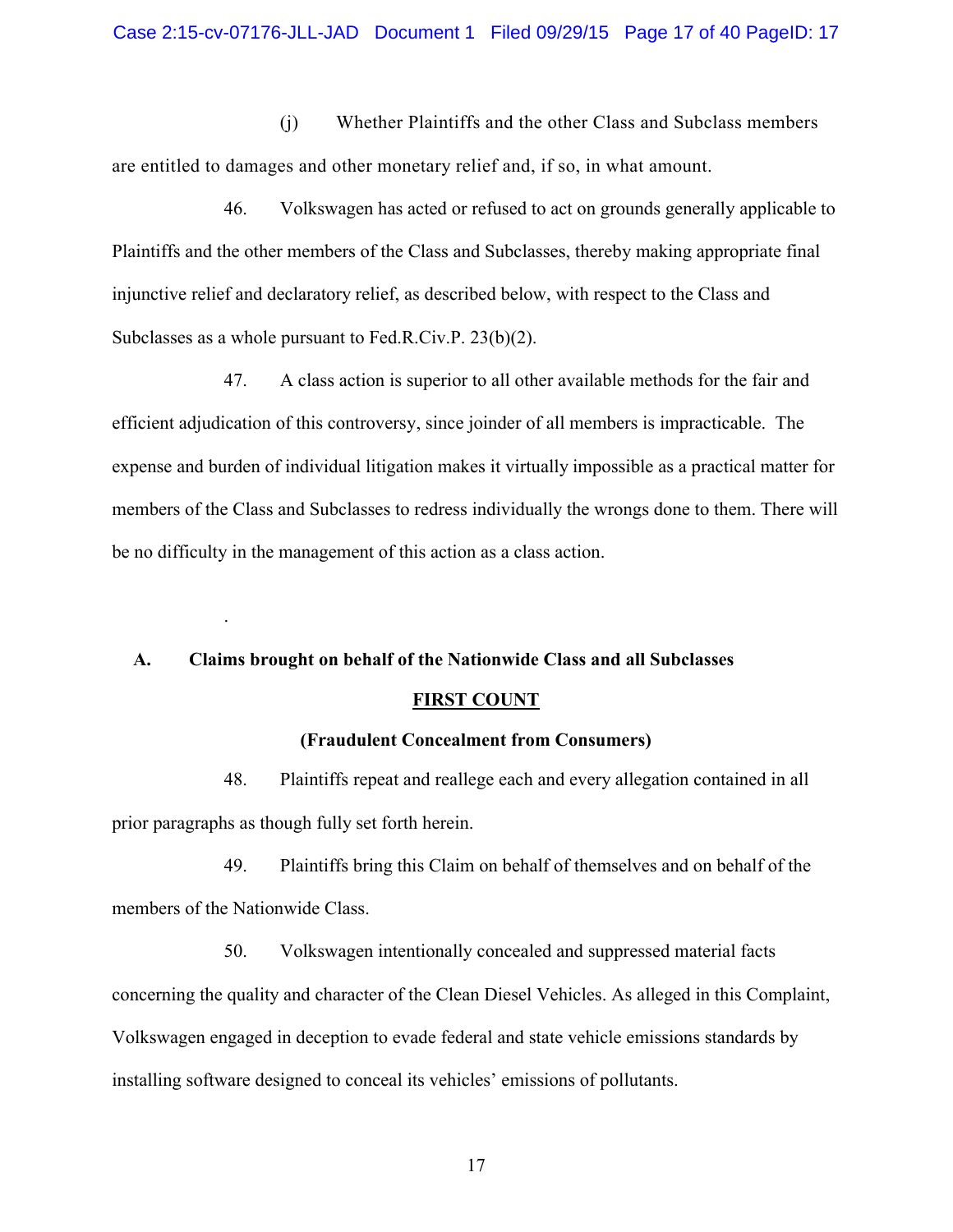(j) Whether Plaintiffs and the other Class and Subclass members are entitled to damages and other monetary relief and, if so, in what amount.

46. Volkswagen has acted or refused to act on grounds generally applicable to Plaintiffs and the other members of the Class and Subclasses, thereby making appropriate final injunctive relief and declaratory relief, as described below, with respect to the Class and Subclasses as a whole pursuant to Fed.R.Civ.P. 23(b)(2).

47. A class action is superior to all other available methods for the fair and efficient adjudication of this controversy, since joinder of all members is impracticable. The expense and burden of individual litigation makes it virtually impossible as a practical matter for members of the Class and Subclasses to redress individually the wrongs done to them. There will be no difficulty in the management of this action as a class action.

.

### A. Claims brought on behalf of the Nationwide Class and all Subclasses

**FIRST COUNT**

**(Fraudulent Concealment from Consumers)**

48. Plaintiffs repeat and reallege each and every allegation contained in all prior paragraphs as though fully set forth herein.

49. Plaintiffs bring this Claim on behalf of themselves and on behalf of the members of the Nationwide Class.

50. Volkswagen intentionally concealed and suppressed material facts concerning the quality and character of the Clean Diesel Vehicles. As alleged in this Complaint, Volkswagen engaged in deception to evade federal and state vehicle emissions standards by installing software designed to conceal its vehicles' emissions of pollutants.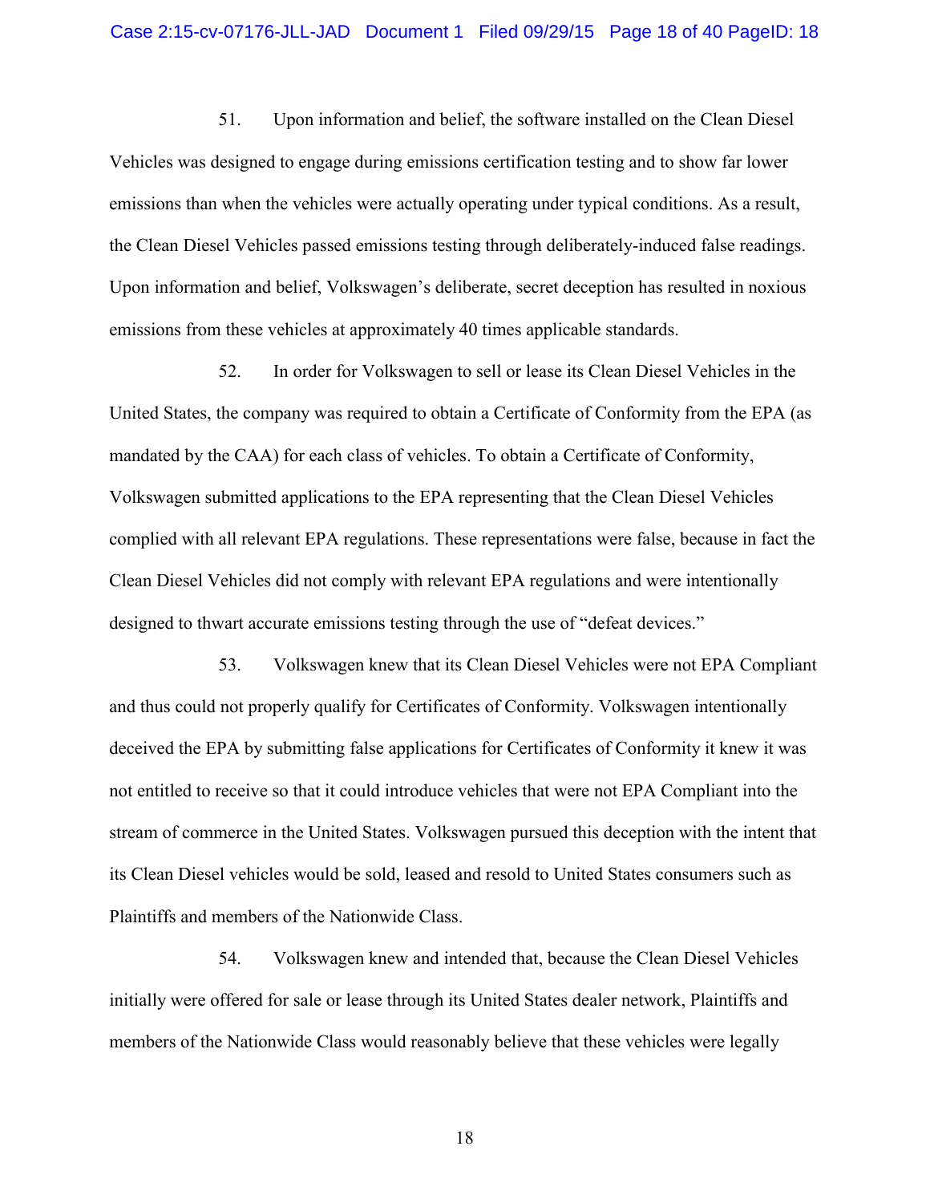51. Upon information and belief, the software installed on the Clean Diesel Vehicles was designed to engage during emissions certification testing and to show far lower emissions than when the vehicles were actually operating under typical conditions. As a result, the Clean Diesel Vehicles passed emissions testing through deliberately-induced false readings. Upon information and belief, Volkswagen's deliberate, secret deception has resulted in noxious emissions from these vehicles at approximately 40 times applicable standards.

52. In order for Volkswagen to sell or lease its Clean Diesel Vehicles in the United States, the company was required to obtain a Certificate of Conformity from the EPA (as mandated by the CAA) for each class of vehicles. To obtain a Certificate of Conformity, Volkswagen submitted applications to the EPA representing that the Clean Diesel Vehicles complied with all relevant EPA regulations. These representations were false, because in fact the Clean Diesel Vehicles did not comply with relevant EPA regulations and were intentionally designed to thwart accurate emissions testing through the use of "defeat devices."

53. Volkswagen knew that its Clean Diesel Vehicles were not EPA Compliant and thus could not properly qualify for Certificates of Conformity. Volkswagen intentionally deceived the EPA by submitting false applications for Certificates of Conformity it knew it was not entitled to receive so that it could introduce vehicles that were not EPA Compliant into the stream of commerce in the United States. Volkswagen pursued this deception with the intent that its Clean Diesel vehicles would be sold, leased and resold to United States consumers such as Plaintiffs and members of the Nationwide Class.

54. Volkswagen knew and intended that, because the Clean Diesel Vehicles initially were offered for sale or lease through its United States dealer network, Plaintiffs and members of the Nationwide Class would reasonably believe that these vehicles were legally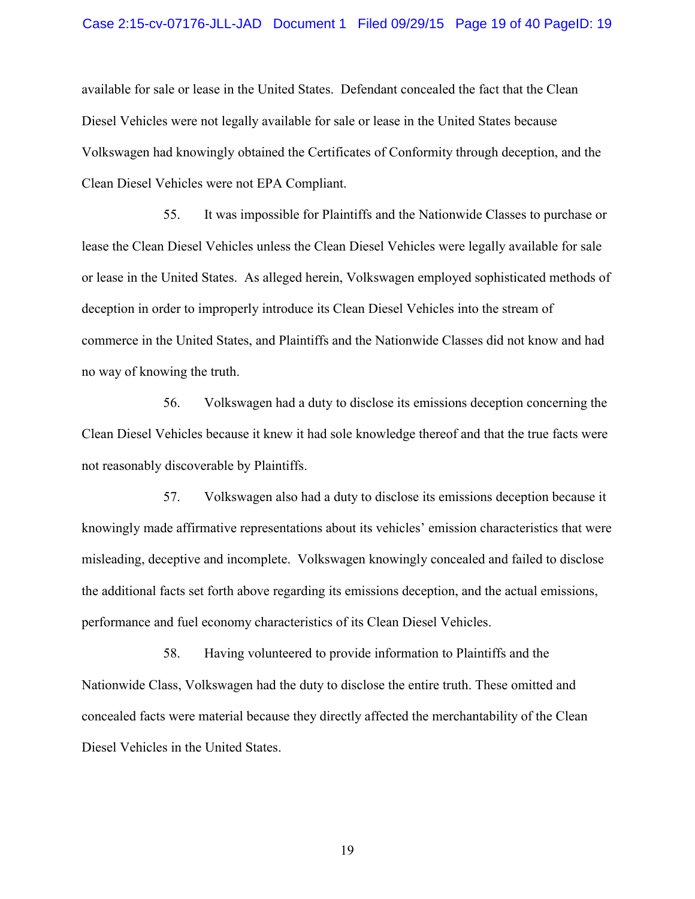available for sale or lease in the United States. Defendant concealed the fact that the Clean Diesel Vehicles were not legally available for sale or lease in the United States because Volkswagen had knowingly obtained the Certificates of Conformity through deception, and the Clean Diesel Vehicles were not EPA Compliant.

55. It was impossible for Plaintiffs and the Nationwide Classes to purchase or lease the Clean Diesel Vehicles unless the Clean Diesel Vehicles were legally available for sale or lease in the United States. As alleged herein, Volkswagen employed sophisticated methods of deception in order to improperly introduce its Clean Diesel Vehicles into the stream of commerce in the United States, and Plaintiffs and the Nationwide Classes did not know and had no way of knowing the truth.

56. Volkswagen had a duty to disclose its emissions deception concerning the Clean Diesel Vehicles because it knew it had sole knowledge thereof and that the true facts were not reasonably discoverable by Plaintiffs.

57. Volkswagen also had a duty to disclose its emissions deception because it knowingly made affirmative representations about its vehicles' emission characteristics that were misleading, deceptive and incomplete. Volkswagen knowingly concealed and failed to disclose the additional facts set forth above regarding its emissions deception, and the actual emissions, performance and fuel economy characteristics of its Clean Diesel Vehicles.

58. Having volunteered to provide information to Plaintiffs and the Nationwide Class, Volkswagen had the duty to disclose the entire truth. These omitted and concealed facts were material because they directly affected the merchantability of the Clean Diesel Vehicles in the United States.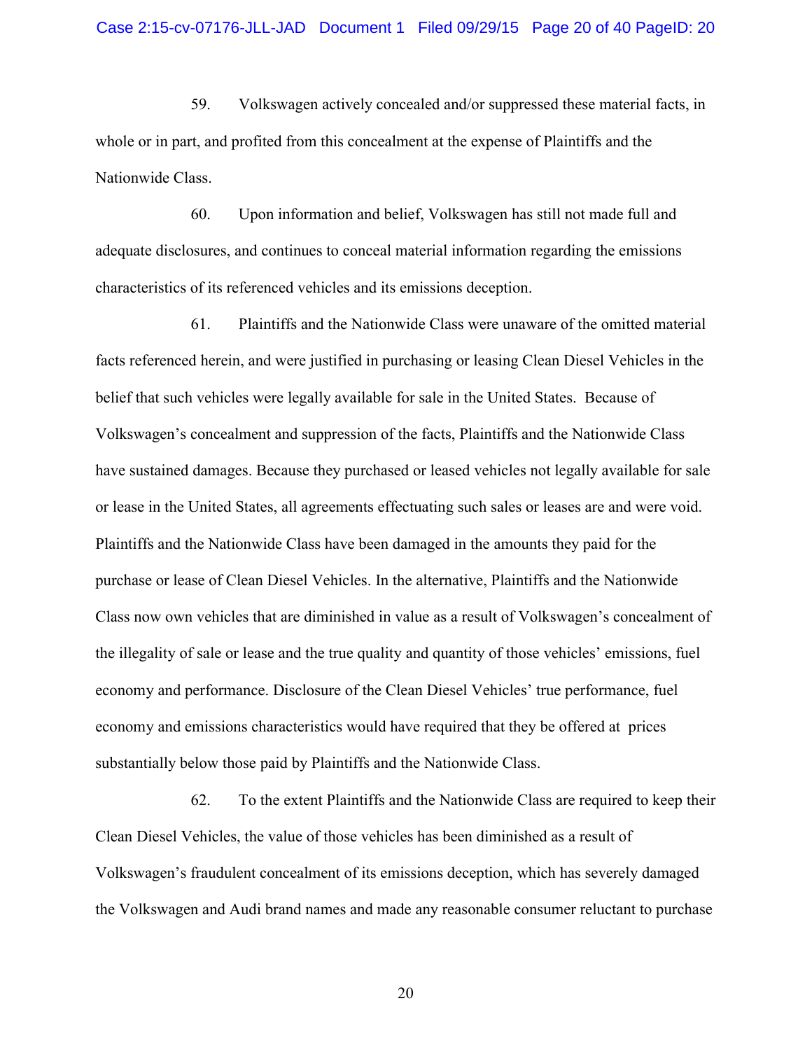59. Volkswagen actively concealed and/or suppressed these material facts, in whole or in part, and profited from this concealment at the expense of Plaintiffs and the Nationwide Class.

60. Upon information and belief, Volkswagen has still not made full and adequate disclosures, and continues to conceal material information regarding the emissions characteristics of its referenced vehicles and its emissions deception.

61. Plaintiffs and the Nationwide Class were unaware of the omitted material facts referenced herein, and were justified in purchasing or leasing Clean Diesel Vehicles in the belief that such vehicles were legally available for sale in the United States. Because of Volkswagen's concealment and suppression of the facts, Plaintiffs and the Nationwide Class have sustained damages. Because they purchased or leased vehicles not legally available for sale or lease in the United States, all agreements effectuating such sales or leases are and were void. Plaintiffs and the Nationwide Class have been damaged in the amounts they paid for the purchase or lease of Clean Diesel Vehicles. In the alternative, Plaintiffs and the Nationwide Class now own vehicles that are diminished in value as a result of Volkswagen's concealment of the illegality of sale or lease and the true quality and quantity of those vehicles' emissions, fuel economy and performance. Disclosure of the Clean Diesel Vehicles' true performance, fuel economy and emissions characteristics would have required that they be offered at prices substantially below those paid by Plaintiffs and the Nationwide Class.

62. To the extent Plaintiffs and the Nationwide Class are required to keep their Clean Diesel Vehicles, the value of those vehicles has been diminished as a result of Volkswagen's fraudulent concealment of its emissions deception, which has severely damaged the Volkswagen and Audi brand names and made any reasonable consumer reluctant to purchase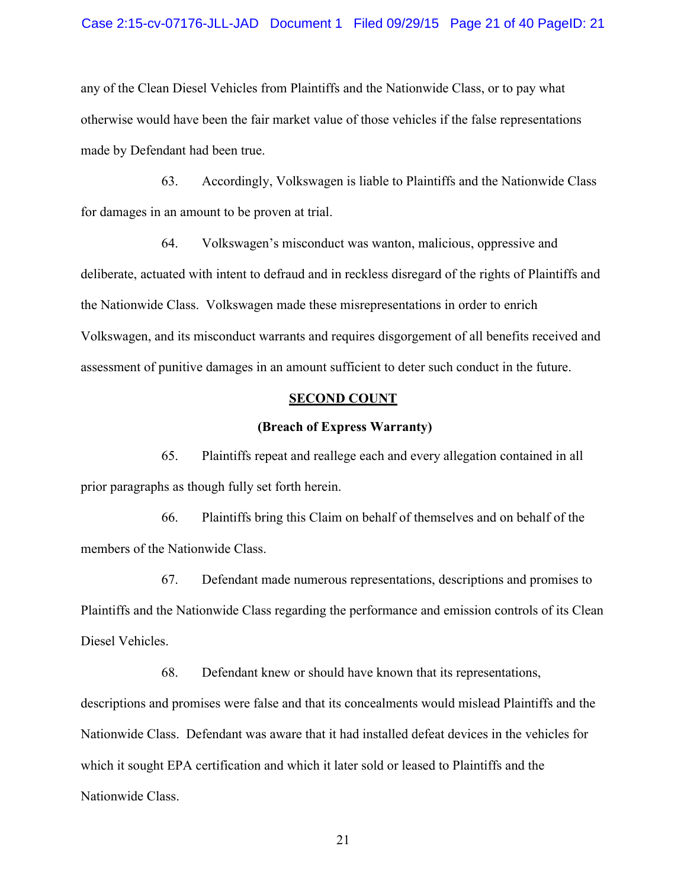any of the Clean Diesel Vehicles from Plaintiffs and the Nationwide Class, or to pay what otherwise would have been the fair market value of those vehicles if the false representations made by Defendant had been true.

63. Accordingly, Volkswagen is liable to Plaintiffs and the Nationwide Class for damages in an amount to be proven at trial.

64. Volkswagen's misconduct was wanton, malicious, oppressive and deliberate, actuated with intent to defraud and in reckless disregard of the rights of Plaintiffs and the Nationwide Class. Volkswagen made these misrepresentations in order to enrich Volkswagen, and its misconduct warrants and requires disgorgement of all benefits received and assessment of punitive damages in an amount sufficient to deter such conduct in the future.

## SECOND COUNT

### (Breach of Express Warranty)

65. Plaintiffs repeat and reallege each and every allegation contained in all prior paragraphs as though fully set forth herein.

66. Plaintiffs bring this Claim on behalf of themselves and on behalf of the members of the Nationwide Class.

67. Defendant made numerous representations, descriptions and promises to Plaintiffs and the Nationwide Class regarding the performance and emission controls of its Clean Diesel Vehicles.

68. Defendant knew or should have known that its representations, descriptions and promises were false and that its concealments would mislead Plaintiffs and the Nationwide Class. Defendant was aware that it had installed defeat devices in the vehicles for which it sought EPA certification and which it later sold or leased to Plaintiffs and the Nationwide Class.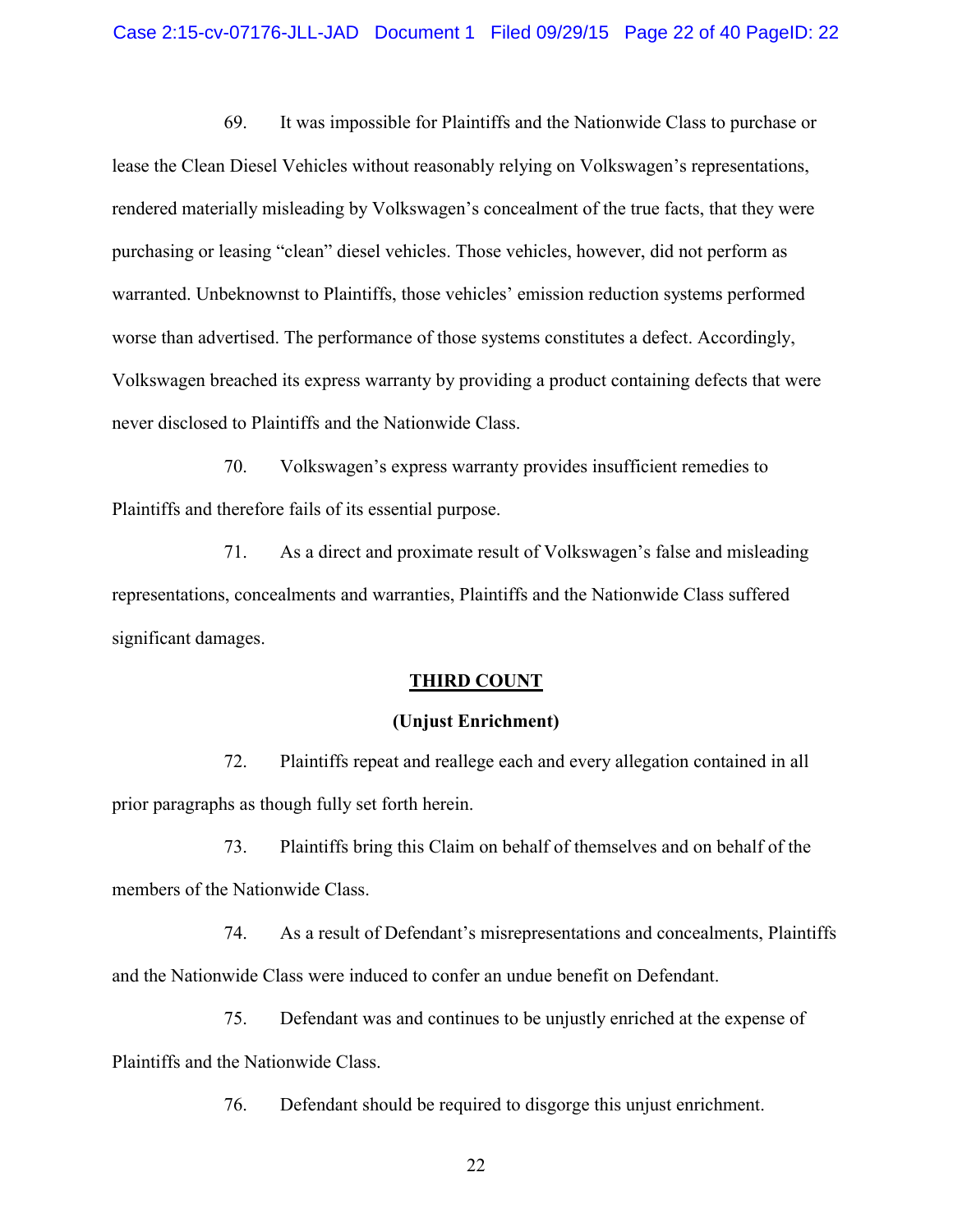69. It was impossible for Plaintiffs and the Nationwide Class to purchase or lease the Clean Diesel Vehicles without reasonably relying on Volkswagen's representations, rendered materially misleading by Volkswagen's concealment of the true facts, that they were purchasing or leasing "clean" diesel vehicles. Those vehicles, however, did not perform as warranted. Unbeknownst to Plaintiffs, those vehicles' emission reduction systems performed worse than advertised. The performance of those systems constitutes a defect. Accordingly, Volkswagen breached its express warranty by providing a product containing defects that were never disclosed to Plaintiffs and the Nationwide Class.

70. Volkswagen's express warranty provides insufficient remedies to Plaintiffs and therefore fails of its essential purpose.

71. As a direct and proximate result of Volkswagen's false and misleading representations, concealments and warranties, Plaintiffs and the Nationwide Class suffered significant damages.

## THIRD COUNT

### (Unjust Enrichment)

72. Plaintiffs repeat and reallege each and every allegation contained in all prior paragraphs as though fully set forth herein.

73. Plaintiffs bring this Claim on behalf of themselves and on behalf of the members of the Nationwide Class.

74. As a result of Defendant's misrepresentations and concealments, Plaintiffs and the Nationwide Class were induced to confer an undue benefit on Defendant.

75. Defendant was and continues to be unjustly enriched at the expense of Plaintiffs and the Nationwide Class.

76. Defendant should be required to disgorge this unjust enrichment.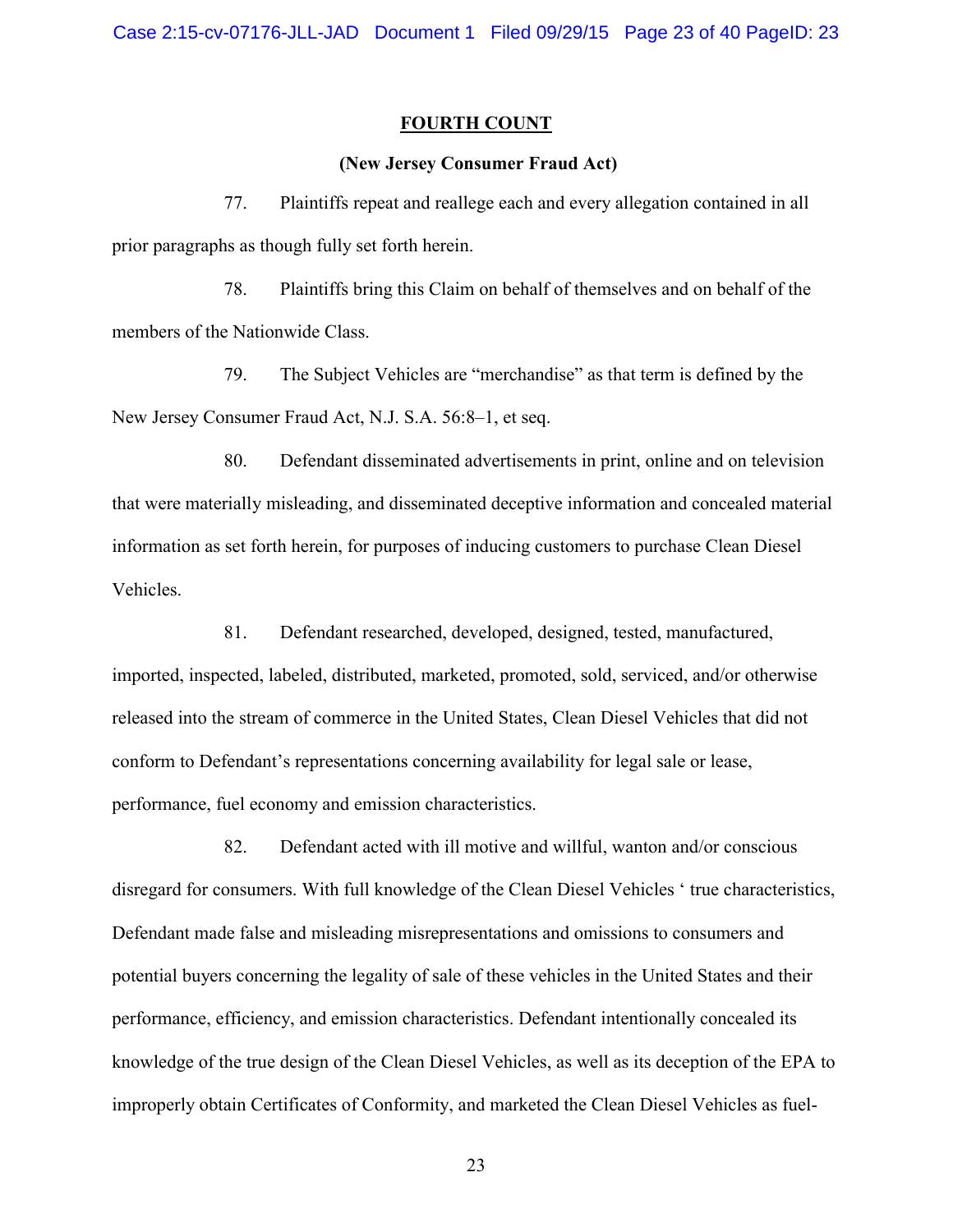**FOURTH COUNT**

**(New Jersey Consumer Fraud Act)**

77. Plaintiffs repeat and reallege each and every allegation contained in all prior paragraphs as though fully set forth herein.

78. Plaintiffs bring this Claim on behalf of themselves and on behalf of the members of the Nationwide Class.

79. The Subject Vehicles are "merchandise" as that term is defined by the New Jersey Consumer Fraud Act, N.J. S.A. 56:8–1, et seq.

80. Defendant disseminated advertisements in print, online and on television that were materially misleading, and disseminated deceptive information and concealed material information as set forth herein, for purposes of inducing customers to purchase Clean Diesel Vehicles.

81. Defendant researched, developed, designed, tested, manufactured, imported, inspected, labeled, distributed, marketed, promoted, sold, serviced, and/or otherwise released into the stream of commerce in the United States, Clean Diesel Vehicles that did not conform to Defendant's representations concerning availability for legal sale or lease, performance, fuel economy and emission characteristics.

82. Defendant acted with ill motive and willful, wanton and/or conscious disregard for consumers. With full knowledge of the Clean Diesel Vehicles ' true characteristics, Defendant made false and misleading misrepresentations and omissions to consumers and potential buyers concerning the legality of sale of these vehicles in the United States and their performance, efficiency, and emission characteristics. Defendant intentionally concealed its knowledge of the true design of the Clean Diesel Vehicles, as well as its deception of the EPA to improperly obtain Certificates of Conformity, and marketed the Clean Diesel Vehicles as fuel-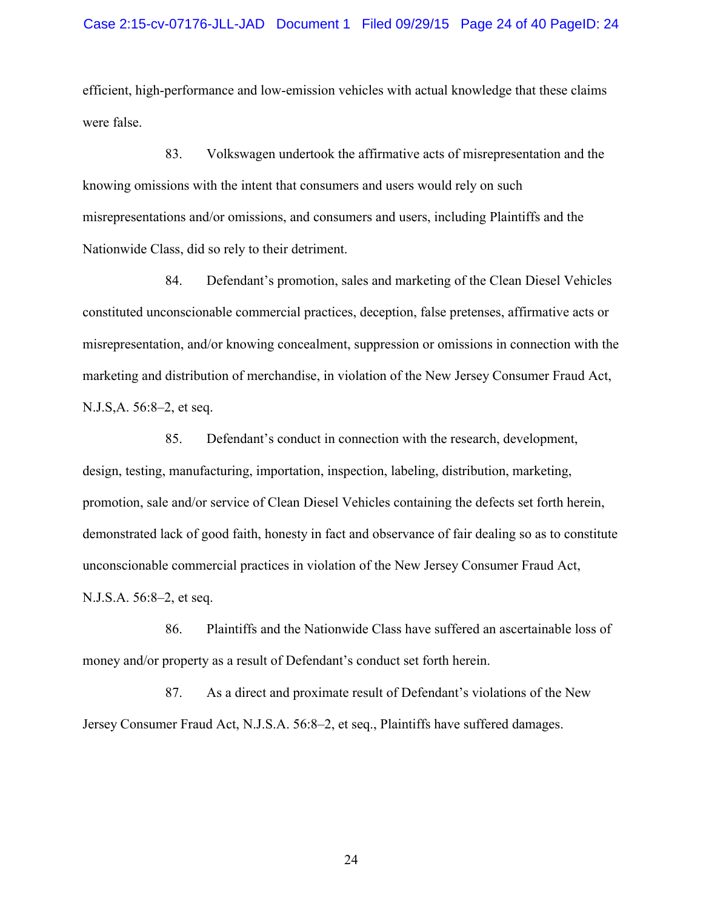efficient, high-performance and low-emission vehicles with actual knowledge that these claims were false.

83. Volkswagen undertook the affirmative acts of misrepresentation and the knowing omissions with the intent that consumers and users would rely on such misrepresentations and/or omissions, and consumers and users, including Plaintiffs and the Nationwide Class, did so rely to their detriment.

84. Defendant's promotion, sales and marketing of the Clean Diesel Vehicles constituted unconscionable commercial practices, deception, false pretenses, affirmative acts or misrepresentation, and/or knowing concealment, suppression or omissions in connection with the marketing and distribution of merchandise, in violation of the New Jersey Consumer Fraud Act, N.J.S,A. 56:8–2, et seq.

85. Defendant's conduct in connection with the research, development, design, testing, manufacturing, importation, inspection, labeling, distribution, marketing, promotion, sale and/or service of Clean Diesel Vehicles containing the defects set forth herein, demonstrated lack of good faith, honesty in fact and observance of fair dealing so as to constitute unconscionable commercial practices in violation of the New Jersey Consumer Fraud Act, N.J.S.A. 56:8–2, et seq.

86. Plaintiffs and the Nationwide Class have suffered an ascertainable loss of money and/or property as a result of Defendant's conduct set forth herein.

87. As a direct and proximate result of Defendant's violations of the New Jersey Consumer Fraud Act, N.J.S.A. 56:8–2, et seq., Plaintiffs have suffered damages.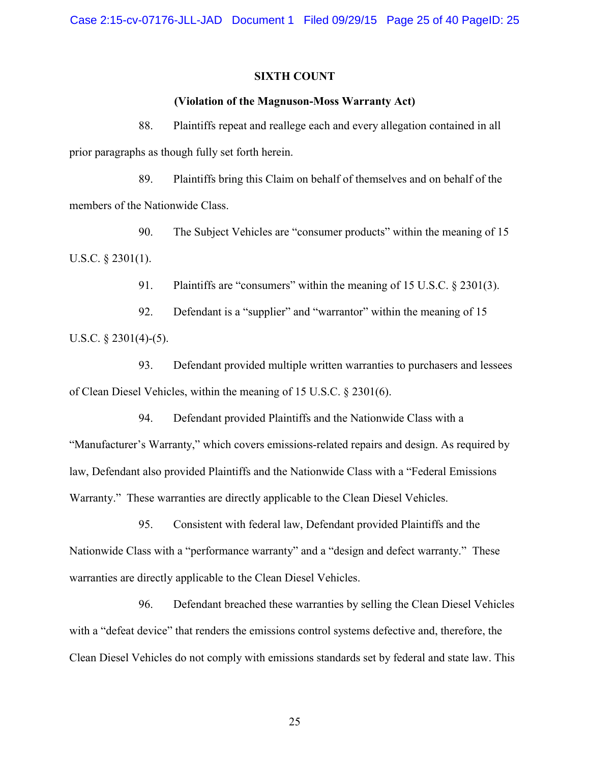**SIXTH COUNT**

**(Violation of the Magnuson-Moss Warranty Act)**

88. Plaintiffs repeat and reallege each and every allegation contained in all prior paragraphs as though fully set forth herein.

89. Plaintiffs bring this Claim on behalf of themselves and on behalf of the members of the Nationwide Class.

90. The Subject Vehicles are "consumer products" within the meaning of 15 U.S.C. § 2301(1).

91. Plaintiffs are "consumers" within the meaning of 15 U.S.C. § 2301(3).

92. Defendant is a "supplier" and "warrantor" within the meaning of 15 U.S.C. § 2301(4)-(5).

93. Defendant provided multiple written warranties to purchasers and lessees of Clean Diesel Vehicles, within the meaning of 15 U.S.C. § 2301(6).

94. Defendant provided Plaintiffs and the Nationwide Class with a "Manufacturer's Warranty," which covers emissions-related repairs and design. As required by law, Defendant also provided Plaintiffs and the Nationwide Class with a "Federal Emissions Warranty." These warranties are directly applicable to the Clean Diesel Vehicles.

95. Consistent with federal law, Defendant provided Plaintiffs and the Nationwide Class with a "performance warranty" and a "design and defect warranty." These warranties are directly applicable to the Clean Diesel Vehicles.

96. Defendant breached these warranties by selling the Clean Diesel Vehicles with a "defeat device" that renders the emissions control systems defective and, therefore, the Clean Diesel Vehicles do not comply with emissions standards set by federal and state law. This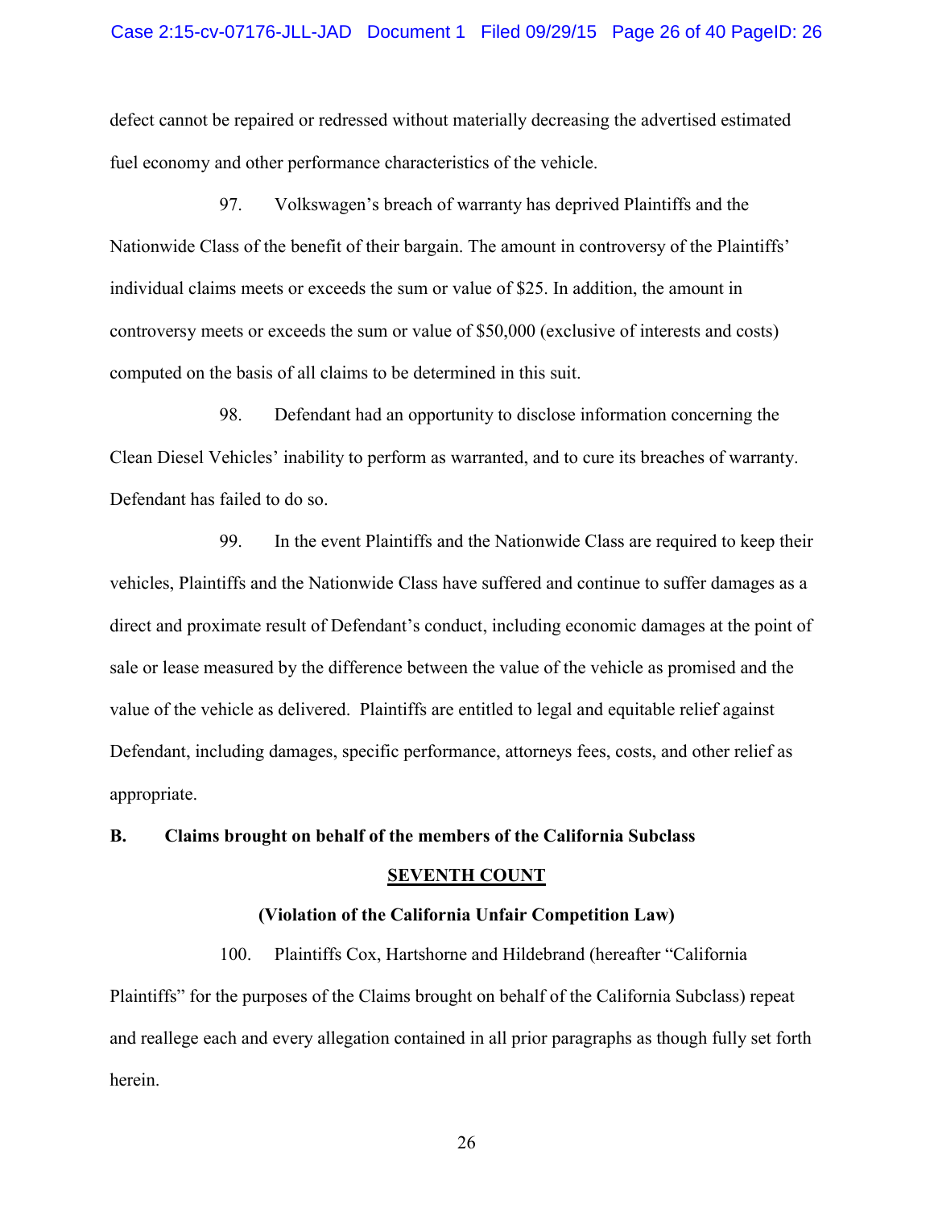defect cannot be repaired or redressed without materially decreasing the advertised estimated fuel economy and other performance characteristics of the vehicle.

97. Volkswagen's breach of warranty has deprived Plaintiffs and the Nationwide Class of the benefit of their bargain. The amount in controversy of the Plaintiffs' individual claims meets or exceeds the sum or value of $25. In addition, the amount in controversy meets or exceeds the sum or value of $50,000 (exclusive of interests and costs) computed on the basis of all claims to be determined in this suit.

98. Defendant had an opportunity to disclose information concerning the Clean Diesel Vehicles' inability to perform as warranted, and to cure its breaches of warranty. Defendant has failed to do so.

99. In the event Plaintiffs and the Nationwide Class are required to keep their vehicles, Plaintiffs and the Nationwide Class have suffered and continue to suffer damages as a direct and proximate result of Defendant's conduct, including economic damages at the point of sale or lease measured by the difference between the value of the vehicle as promised and the value of the vehicle as delivered. Plaintiffs are entitled to legal and equitable relief against Defendant, including damages, specific performance, attorneys fees, costs, and other relief as appropriate.

## B. Claims brought on behalf of the members of the California Subclass

### SEVENTH COUNT

### (Violation of the California Unfair Competition Law)

100. Plaintiffs Cox, Hartshorne and Hildebrand (hereafter "California Plaintiffs" for the purposes of the Claims brought on behalf of the California Subclass) repeat and reallege each and every allegation contained in all prior paragraphs as though fully set forth herein.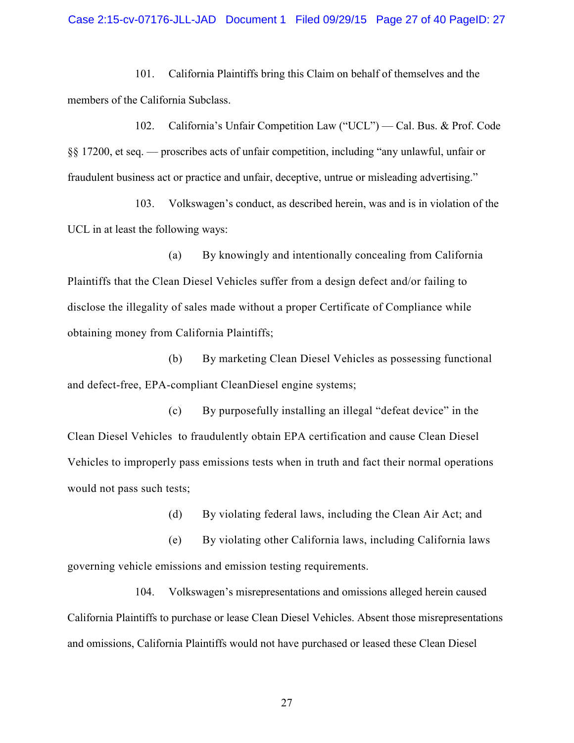101. California Plaintiffs bring this Claim on behalf of themselves and the members of the California Subclass.

102. California's Unfair Competition Law ("UCL") — Cal. Bus. & Prof. Code §§ 17200, et seq. — proscribes acts of unfair competition, including "any unlawful, unfair or fraudulent business act or practice and unfair, deceptive, untrue or misleading advertising."

103. Volkswagen's conduct, as described herein, was and is in violation of the UCL in at least the following ways:

(a) By knowingly and intentionally concealing from California Plaintiffs that the Clean Diesel Vehicles suffer from a design defect and/or failing to disclose the illegality of sales made without a proper Certificate of Compliance while obtaining money from California Plaintiffs;

(b) By marketing Clean Diesel Vehicles as possessing functional and defect-free, EPA-compliant CleanDiesel engine systems;

(c) By purposefully installing an illegal "defeat device" in the Clean Diesel Vehicles to fraudulently obtain EPA certification and cause Clean Diesel Vehicles to improperly pass emissions tests when in truth and fact their normal operations would not pass such tests;

(d) By violating federal laws, including the Clean Air Act; and

(e) By violating other California laws, including California laws governing vehicle emissions and emission testing requirements.

104. Volkswagen's misrepresentations and omissions alleged herein caused California Plaintiffs to purchase or lease Clean Diesel Vehicles. Absent those misrepresentations and omissions, California Plaintiffs would not have purchased or leased these Clean Diesel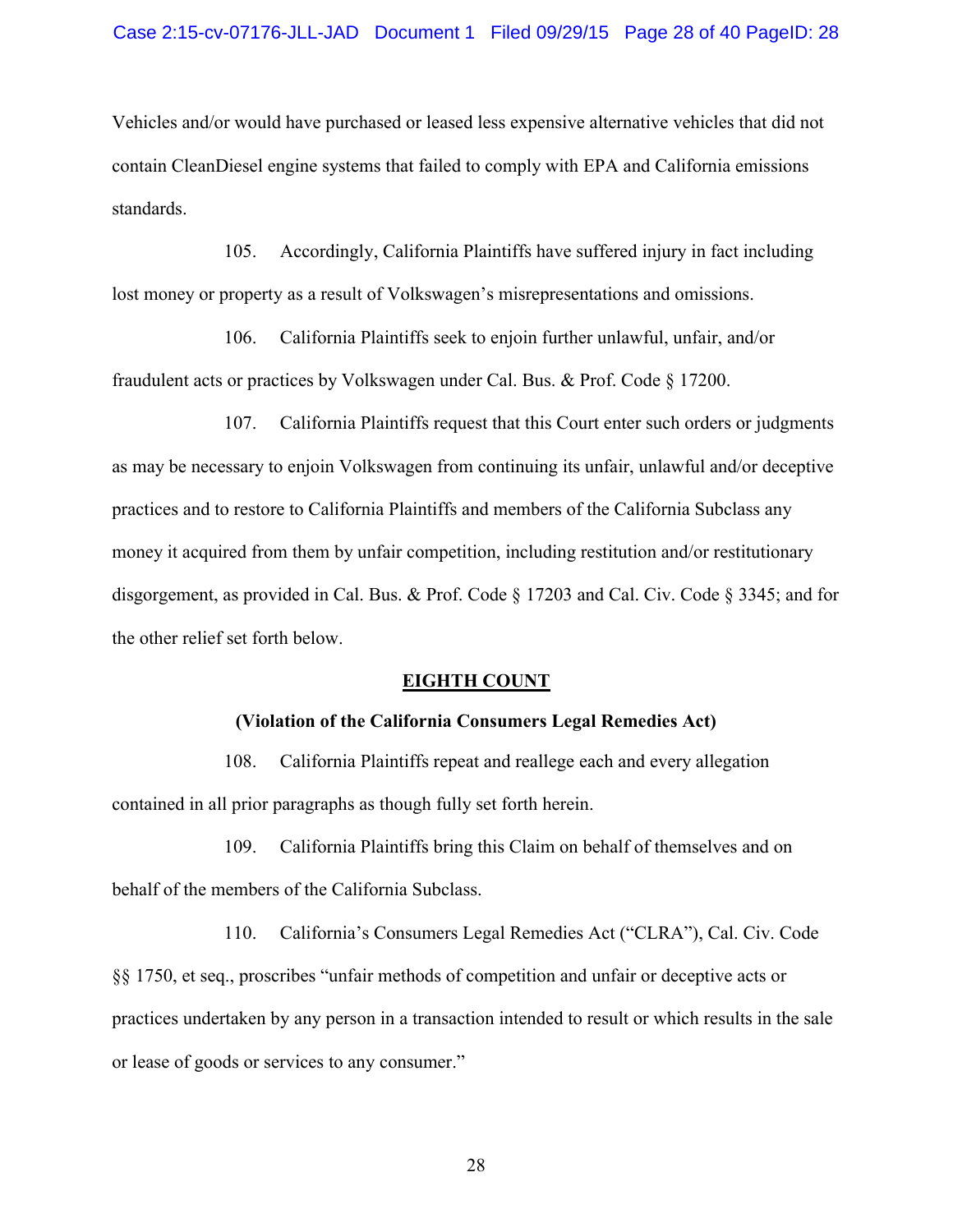Vehicles and/or would have purchased or leased less expensive alternative vehicles that did not contain CleanDiesel engine systems that failed to comply with EPA and California emissions standards.

105. Accordingly, California Plaintiffs have suffered injury in fact including lost money or property as a result of Volkswagen's misrepresentations and omissions.

106. California Plaintiffs seek to enjoin further unlawful, unfair, and/or fraudulent acts or practices by Volkswagen under Cal. Bus. & Prof. Code § 17200.

107. California Plaintiffs request that this Court enter such orders or judgments as may be necessary to enjoin Volkswagen from continuing its unfair, unlawful and/or deceptive practices and to restore to California Plaintiffs and members of the California Subclass any money it acquired from them by unfair competition, including restitution and/or restitutionary disgorgement, as provided in Cal. Bus. & Prof. Code § 17203 and Cal. Civ. Code § 3345; and for the other relief set forth below.

## EIGHTH COUNT

**(Violation of the California Consumers Legal Remedies Act)**

108. California Plaintiffs repeat and reallege each and every allegation contained in all prior paragraphs as though fully set forth herein.

109. California Plaintiffs bring this Claim on behalf of themselves and on behalf of the members of the California Subclass.

110. California's Consumers Legal Remedies Act ("CLRA"), Cal. Civ. Code §§ 1750, et seq., proscribes "unfair methods of competition and unfair or deceptive acts or practices undertaken by any person in a transaction intended to result or which results in the sale or lease of goods or services to any consumer."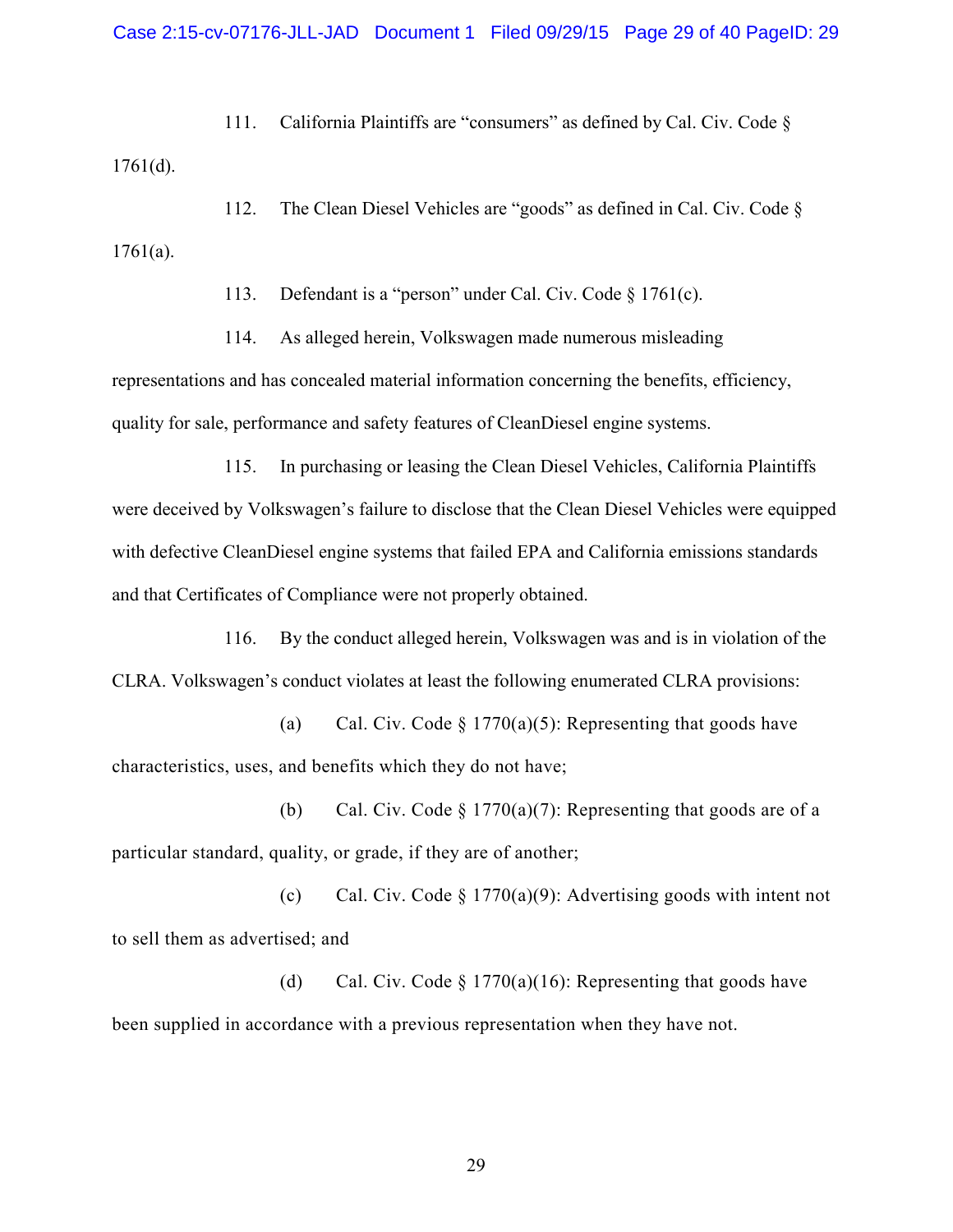111. California Plaintiffs are "consumers" as defined by Cal. Civ. Code § 1761(d).

112. The Clean Diesel Vehicles are "goods" as defined in Cal. Civ. Code § 1761(a).

113. Defendant is a "person" under Cal. Civ. Code § 1761(c).

114. As alleged herein, Volkswagen made numerous misleading representations and has concealed material information concerning the benefits, efficiency, quality for sale, performance and safety features of CleanDiesel engine systems.

115. In purchasing or leasing the Clean Diesel Vehicles, California Plaintiffs were deceived by Volkswagen's failure to disclose that the Clean Diesel Vehicles were equipped with defective CleanDiesel engine systems that failed EPA and California emissions standards and that Certificates of Compliance were not properly obtained.

116. By the conduct alleged herein, Volkswagen was and is in violation of the CLRA. Volkswagen's conduct violates at least the following enumerated CLRA provisions:

(a) Cal. Civ. Code § 1770(a)(5): Representing that goods have characteristics, uses, and benefits which they do not have;

(b) Cal. Civ. Code § 1770(a)(7): Representing that goods are of a particular standard, quality, or grade, if they are of another;

(c) Cal. Civ. Code § 1770(a)(9): Advertising goods with intent not to sell them as advertised; and

(d) Cal. Civ. Code § 1770(a)(16): Representing that goods have been supplied in accordance with a previous representation when they have not.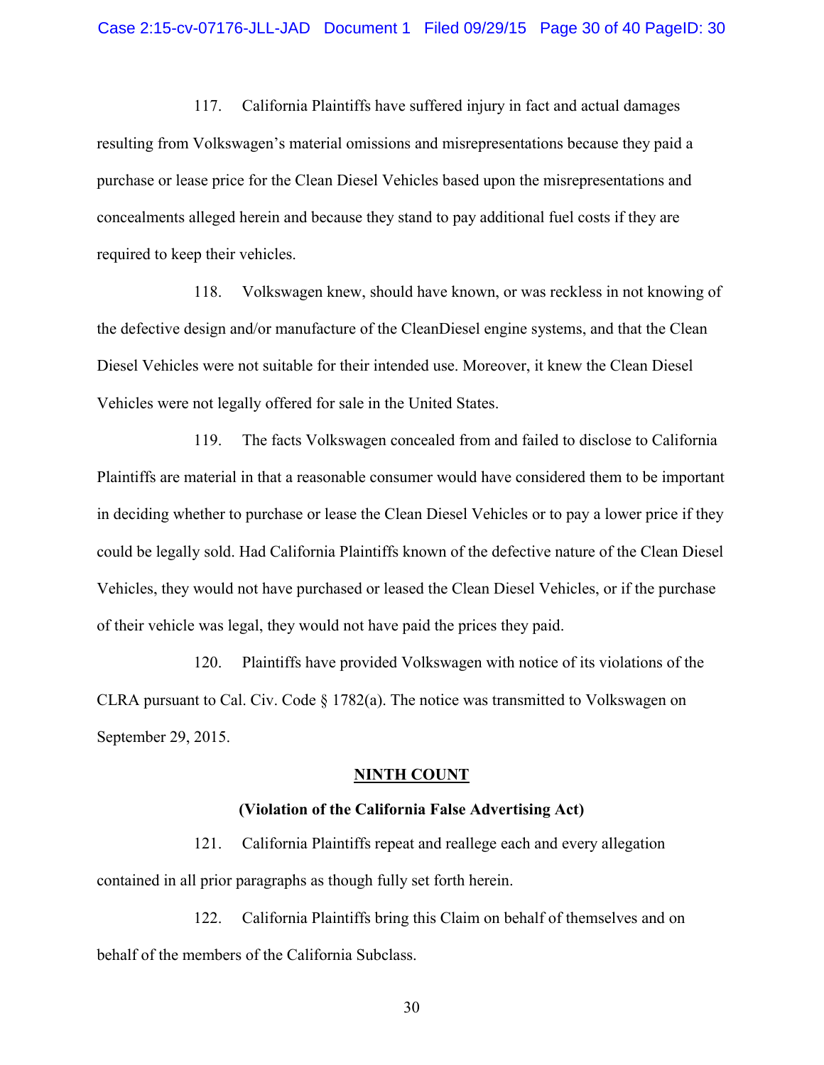117. California Plaintiffs have suffered injury in fact and actual damages resulting from Volkswagen's material omissions and misrepresentations because they paid a purchase or lease price for the Clean Diesel Vehicles based upon the misrepresentations and concealments alleged herein and because they stand to pay additional fuel costs if they are required to keep their vehicles.

118. Volkswagen knew, should have known, or was reckless in not knowing of the defective design and/or manufacture of the CleanDiesel engine systems, and that the Clean Diesel Vehicles were not suitable for their intended use. Moreover, it knew the Clean Diesel Vehicles were not legally offered for sale in the United States.

119. The facts Volkswagen concealed from and failed to disclose to California Plaintiffs are material in that a reasonable consumer would have considered them to be important in deciding whether to purchase or lease the Clean Diesel Vehicles or to pay a lower price if they could be legally sold. Had California Plaintiffs known of the defective nature of the Clean Diesel Vehicles, they would not have purchased or leased the Clean Diesel Vehicles, or if the purchase of their vehicle was legal, they would not have paid the prices they paid.

120. Plaintiffs have provided Volkswagen with notice of its violations of the CLRA pursuant to Cal. Civ. Code § 1782(a). The notice was transmitted to Volkswagen on September 29, 2015.

## NINTH COUNT

### (Violation of the California False Advertising Act)

121. California Plaintiffs repeat and reallege each and every allegation contained in all prior paragraphs as though fully set forth herein.

122. California Plaintiffs bring this Claim on behalf of themselves and on behalf of the members of the California Subclass.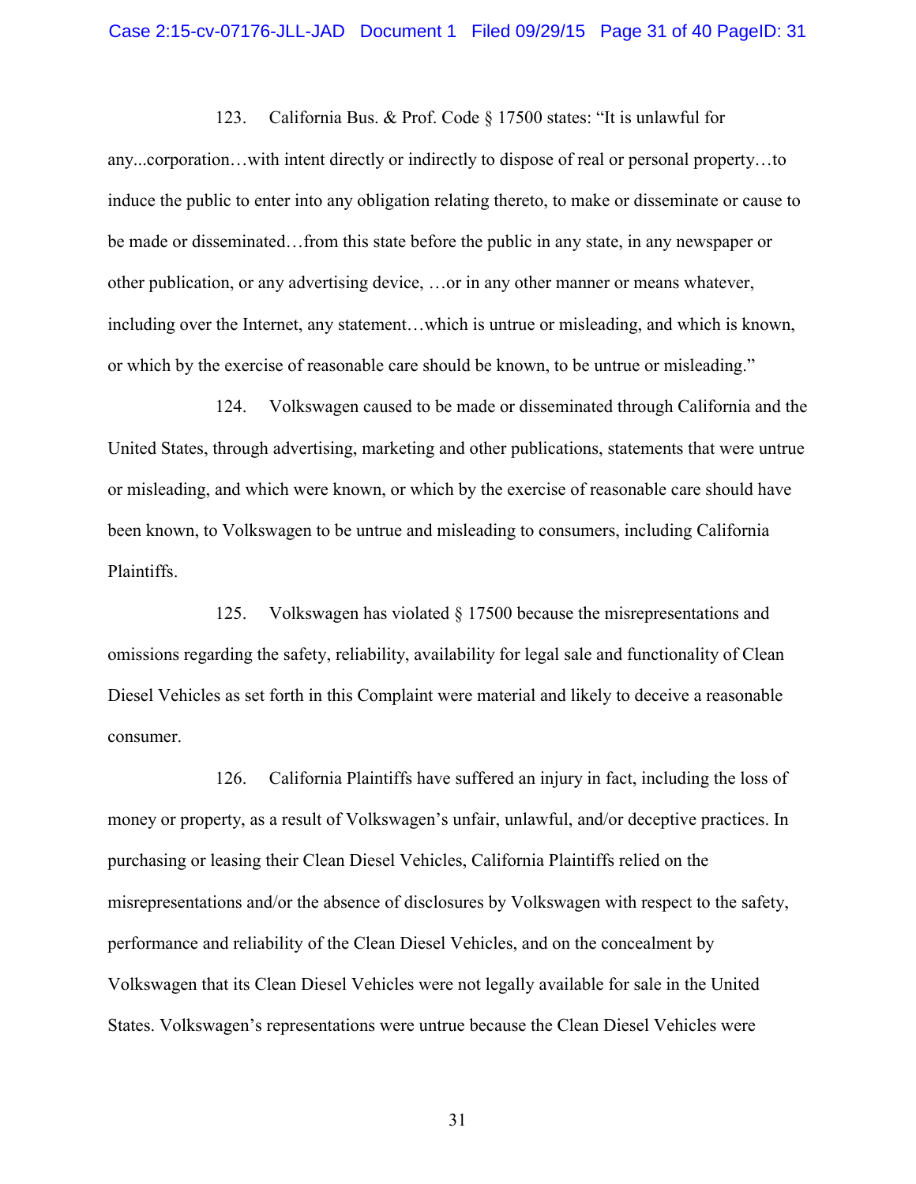123. California Bus. & Prof. Code § 17500 states: "It is unlawful for any...corporation…with intent directly or indirectly to dispose of real or personal property…to induce the public to enter into any obligation relating thereto, to make or disseminate or cause to be made or disseminated…from this state before the public in any state, in any newspaper or other publication, or any advertising device, …or in any other manner or means whatever, including over the Internet, any statement…which is untrue or misleading, and which is known, or which by the exercise of reasonable care should be known, to be untrue or misleading."

124. Volkswagen caused to be made or disseminated through California and the United States, through advertising, marketing and other publications, statements that were untrue or misleading, and which were known, or which by the exercise of reasonable care should have been known, to Volkswagen to be untrue and misleading to consumers, including California Plaintiffs.

125. Volkswagen has violated § 17500 because the misrepresentations and omissions regarding the safety, reliability, availability for legal sale and functionality of Clean Diesel Vehicles as set forth in this Complaint were material and likely to deceive a reasonable consumer.

126. California Plaintiffs have suffered an injury in fact, including the loss of money or property, as a result of Volkswagen's unfair, unlawful, and/or deceptive practices. In purchasing or leasing their Clean Diesel Vehicles, California Plaintiffs relied on the misrepresentations and/or the absence of disclosures by Volkswagen with respect to the safety, performance and reliability of the Clean Diesel Vehicles, and on the concealment by Volkswagen that its Clean Diesel Vehicles were not legally available for sale in the United States. Volkswagen's representations were untrue because the Clean Diesel Vehicles were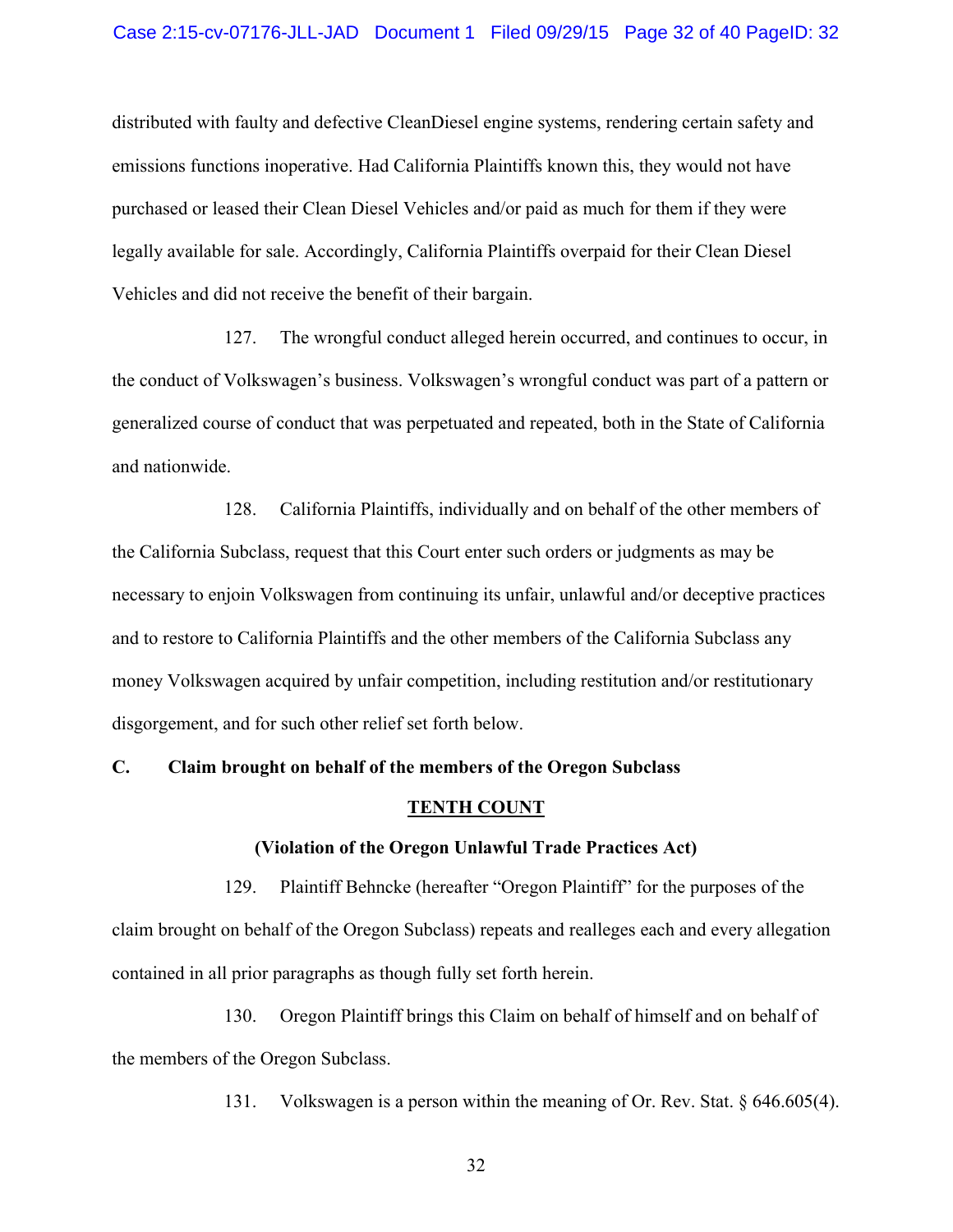distributed with faulty and defective CleanDiesel engine systems, rendering certain safety and emissions functions inoperative. Had California Plaintiffs known this, they would not have purchased or leased their Clean Diesel Vehicles and/or paid as much for them if they were legally available for sale. Accordingly, California Plaintiffs overpaid for their Clean Diesel Vehicles and did not receive the benefit of their bargain.

127. The wrongful conduct alleged herein occurred, and continues to occur, in the conduct of Volkswagen's business. Volkswagen's wrongful conduct was part of a pattern or generalized course of conduct that was perpetuated and repeated, both in the State of California and nationwide.

128. California Plaintiffs, individually and on behalf of the other members of the California Subclass, request that this Court enter such orders or judgments as may be necessary to enjoin Volkswagen from continuing its unfair, unlawful and/or deceptive practices and to restore to California Plaintiffs and the other members of the California Subclass any money Volkswagen acquired by unfair competition, including restitution and/or restitutionary disgorgement, and for such other relief set forth below.

### C. Claim brought on behalf of the members of the Oregon Subclass

**TENTH COUNT**

**(Violation of the Oregon Unlawful Trade Practices Act)**

129. Plaintiff Behncke (hereafter "Oregon Plaintiff" for the purposes of the claim brought on behalf of the Oregon Subclass) repeats and realleges each and every allegation contained in all prior paragraphs as though fully set forth herein.

130. Oregon Plaintiff brings this Claim on behalf of himself and on behalf of the members of the Oregon Subclass.

131. Volkswagen is a person within the meaning of Or. Rev. Stat. § 646.605(4).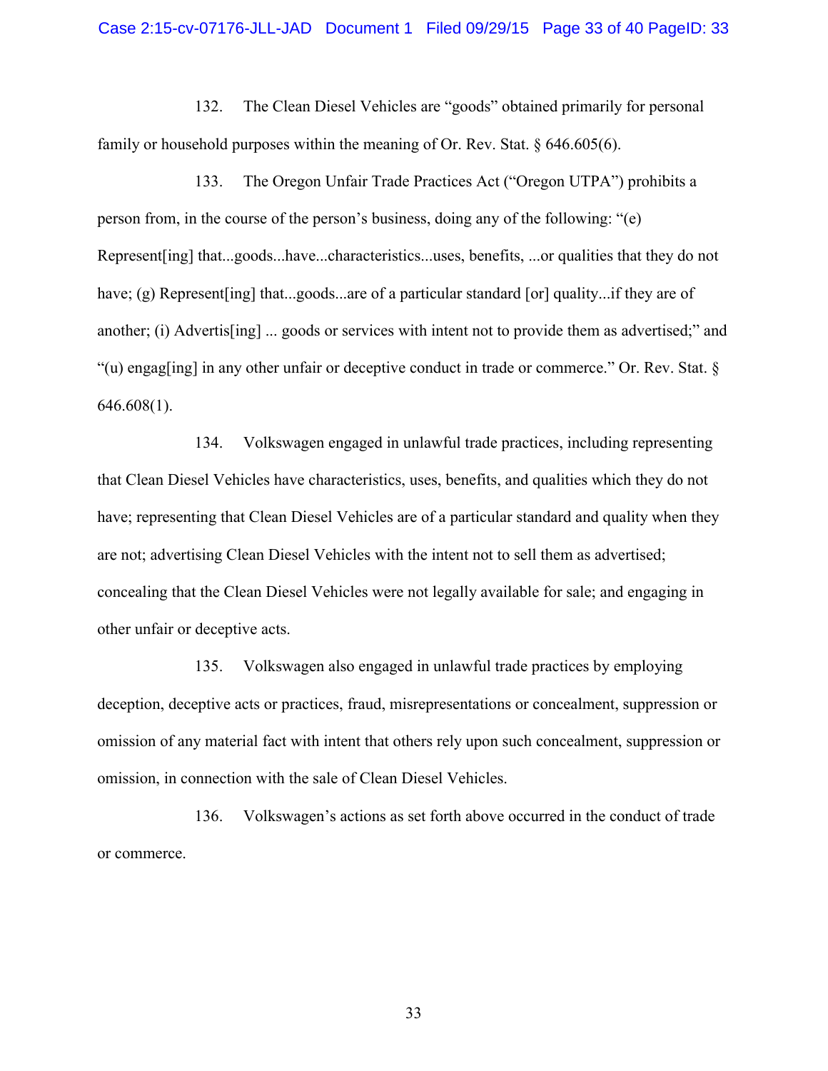132. The Clean Diesel Vehicles are "goods" obtained primarily for personal family or household purposes within the meaning of Or. Rev. Stat. § 646.605(6).

133. The Oregon Unfair Trade Practices Act ("Oregon UTPA") prohibits a person from, in the course of the person's business, doing any of the following: "(e) Represent[ing] that...goods...have...characteristics...uses, benefits, ...or qualities that they do not have; (g) Represent[ing] that...goods...are of a particular standard [or] quality...if they are of another; (i) Advertis[ing] ... goods or services with intent not to provide them as advertised;" and "(u) engag[ing] in any other unfair or deceptive conduct in trade or commerce." Or. Rev. Stat. § 646.608(1).

134. Volkswagen engaged in unlawful trade practices, including representing that Clean Diesel Vehicles have characteristics, uses, benefits, and qualities which they do not have; representing that Clean Diesel Vehicles are of a particular standard and quality when they are not; advertising Clean Diesel Vehicles with the intent not to sell them as advertised; concealing that the Clean Diesel Vehicles were not legally available for sale; and engaging in other unfair or deceptive acts.

135. Volkswagen also engaged in unlawful trade practices by employing deception, deceptive acts or practices, fraud, misrepresentations or concealment, suppression or omission of any material fact with intent that others rely upon such concealment, suppression or omission, in connection with the sale of Clean Diesel Vehicles.

136. Volkswagen's actions as set forth above occurred in the conduct of trade or commerce.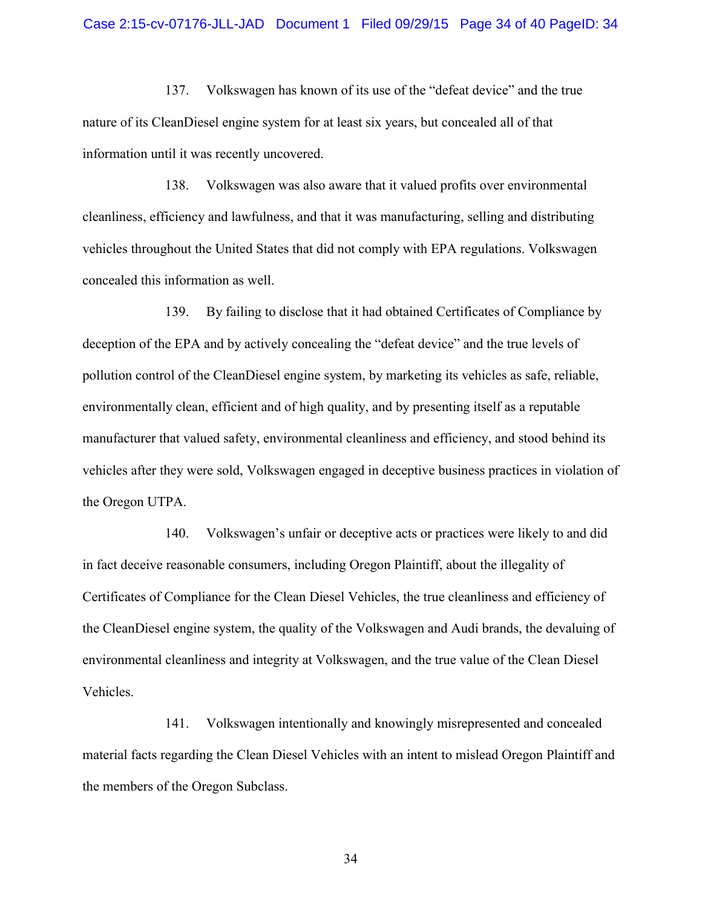137. Volkswagen has known of its use of the "defeat device" and the true nature of its CleanDiesel engine system for at least six years, but concealed all of that information until it was recently uncovered.

138. Volkswagen was also aware that it valued profits over environmental cleanliness, efficiency and lawfulness, and that it was manufacturing, selling and distributing vehicles throughout the United States that did not comply with EPA regulations. Volkswagen concealed this information as well.

139. By failing to disclose that it had obtained Certificates of Compliance by deception of the EPA and by actively concealing the "defeat device" and the true levels of pollution control of the CleanDiesel engine system, by marketing its vehicles as safe, reliable, environmentally clean, efficient and of high quality, and by presenting itself as a reputable manufacturer that valued safety, environmental cleanliness and efficiency, and stood behind its vehicles after they were sold, Volkswagen engaged in deceptive business practices in violation of the Oregon UTPA.

140. Volkswagen's unfair or deceptive acts or practices were likely to and did in fact deceive reasonable consumers, including Oregon Plaintiff, about the illegality of Certificates of Compliance for the Clean Diesel Vehicles, the true cleanliness and efficiency of the CleanDiesel engine system, the quality of the Volkswagen and Audi brands, the devaluing of environmental cleanliness and integrity at Volkswagen, and the true value of the Clean Diesel Vehicles.

141. Volkswagen intentionally and knowingly misrepresented and concealed material facts regarding the Clean Diesel Vehicles with an intent to mislead Oregon Plaintiff and the members of the Oregon Subclass.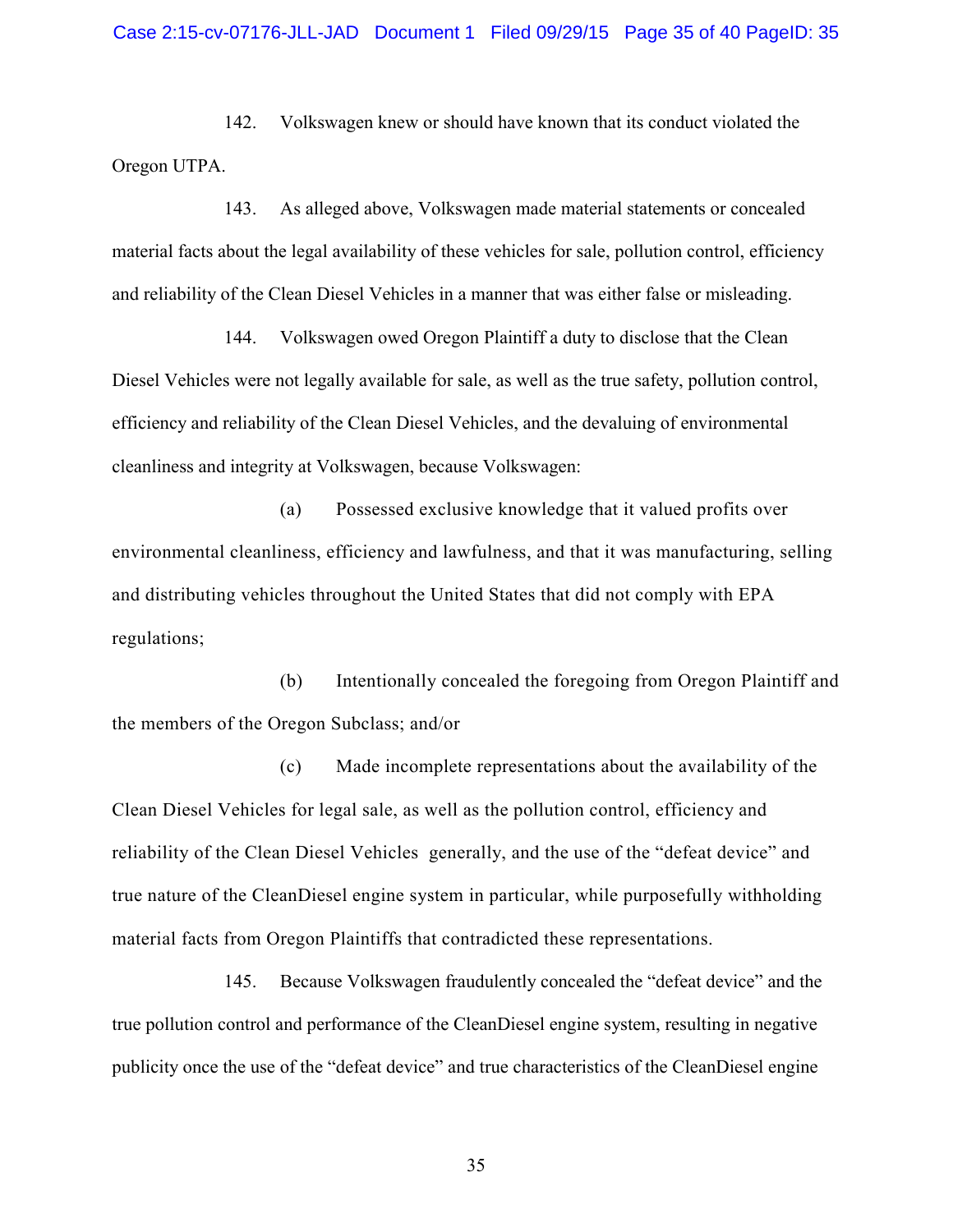142. Volkswagen knew or should have known that its conduct violated the Oregon UTPA.

143. As alleged above, Volkswagen made material statements or concealed material facts about the legal availability of these vehicles for sale, pollution control, efficiency and reliability of the Clean Diesel Vehicles in a manner that was either false or misleading.

144. Volkswagen owed Oregon Plaintiff a duty to disclose that the Clean Diesel Vehicles were not legally available for sale, as well as the true safety, pollution control, efficiency and reliability of the Clean Diesel Vehicles, and the devaluing of environmental cleanliness and integrity at Volkswagen, because Volkswagen:

(a) Possessed exclusive knowledge that it valued profits over environmental cleanliness, efficiency and lawfulness, and that it was manufacturing, selling and distributing vehicles throughout the United States that did not comply with EPA regulations;

(b) Intentionally concealed the foregoing from Oregon Plaintiff and the members of the Oregon Subclass; and/or

(c) Made incomplete representations about the availability of the Clean Diesel Vehicles for legal sale, as well as the pollution control, efficiency and reliability of the Clean Diesel Vehicles generally, and the use of the "defeat device" and true nature of the CleanDiesel engine system in particular, while purposefully withholding material facts from Oregon Plaintiffs that contradicted these representations.

145. Because Volkswagen fraudulently concealed the "defeat device" and the true pollution control and performance of the CleanDiesel engine system, resulting in negative publicity once the use of the "defeat device" and true characteristics of the CleanDiesel engine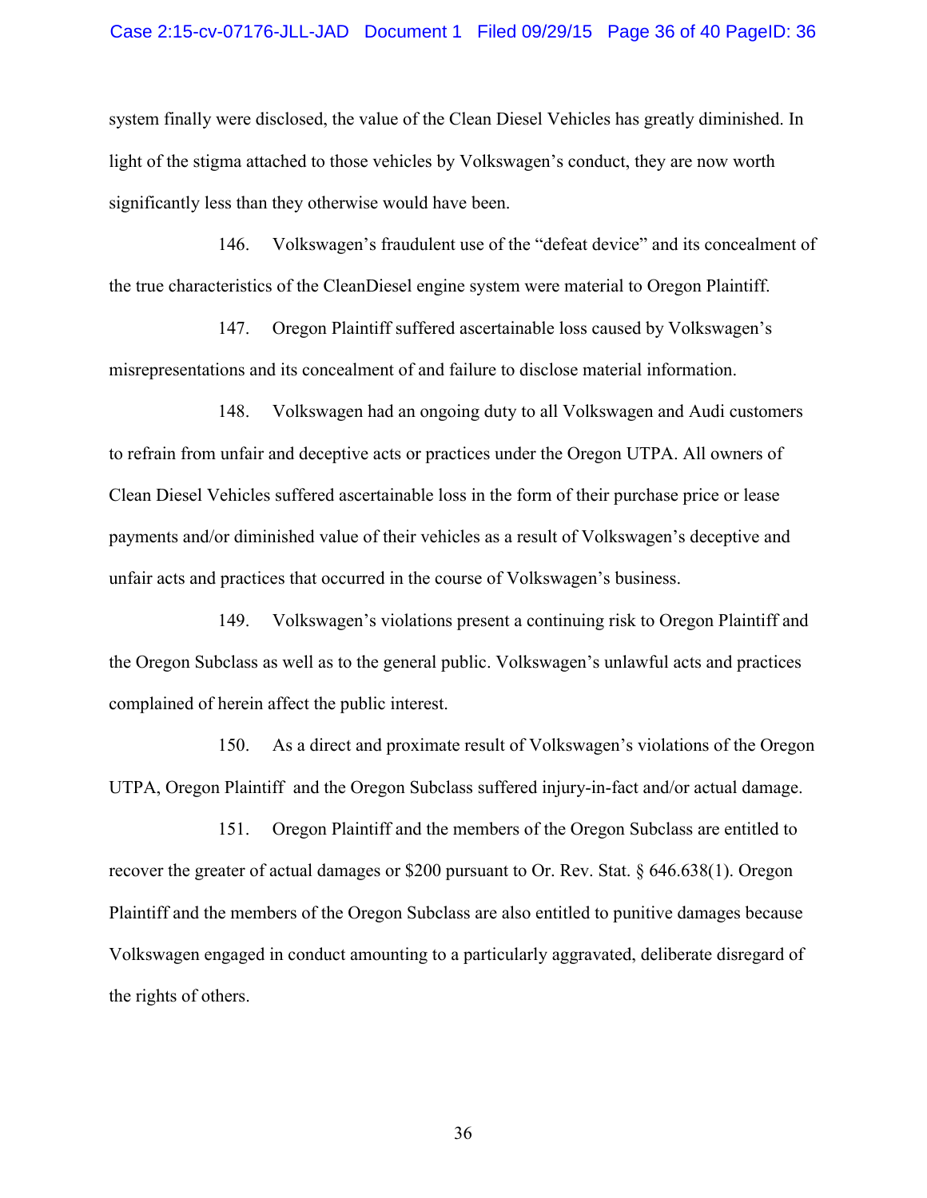system finally were disclosed, the value of the Clean Diesel Vehicles has greatly diminished. In light of the stigma attached to those vehicles by Volkswagen's conduct, they are now worth significantly less than they otherwise would have been.

146. Volkswagen's fraudulent use of the "defeat device" and its concealment of the true characteristics of the CleanDiesel engine system were material to Oregon Plaintiff.

147. Oregon Plaintiff suffered ascertainable loss caused by Volkswagen's misrepresentations and its concealment of and failure to disclose material information.

148. Volkswagen had an ongoing duty to all Volkswagen and Audi customers to refrain from unfair and deceptive acts or practices under the Oregon UTPA. All owners of Clean Diesel Vehicles suffered ascertainable loss in the form of their purchase price or lease payments and/or diminished value of their vehicles as a result of Volkswagen's deceptive and unfair acts and practices that occurred in the course of Volkswagen's business.

149. Volkswagen's violations present a continuing risk to Oregon Plaintiff and the Oregon Subclass as well as to the general public. Volkswagen's unlawful acts and practices complained of herein affect the public interest.

150. As a direct and proximate result of Volkswagen's violations of the Oregon UTPA, Oregon Plaintiff and the Oregon Subclass suffered injury-in-fact and/or actual damage.

151. Oregon Plaintiff and the members of the Oregon Subclass are entitled to recover the greater of actual damages or $200 pursuant to Or. Rev. Stat. § 646.638(1). Oregon Plaintiff and the members of the Oregon Subclass are also entitled to punitive damages because Volkswagen engaged in conduct amounting to a particularly aggravated, deliberate disregard of the rights of others.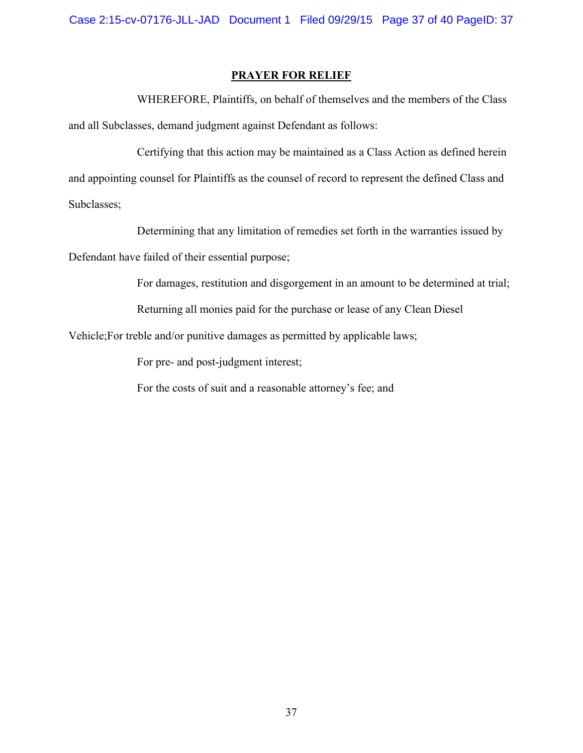## PRAYER FOR RELIEF

WHEREFORE, Plaintiffs, on behalf of themselves and the members of the Class and all Subclasses, demand judgment against Defendant as follows:

Certifying that this action may be maintained as a Class Action as defined herein and appointing counsel for Plaintiffs as the counsel of record to represent the defined Class and Subclasses;

Determining that any limitation of remedies set forth in the warranties issued by Defendant have failed of their essential purpose;

For damages, restitution and disgorgement in an amount to be determined at trial;

Returning all monies paid for the purchase or lease of any Clean Diesel Vehicle;For treble and/or punitive damages as permitted by applicable laws;

For pre- and post-judgment interest;

For the costs of suit and a reasonable attorney's fee; and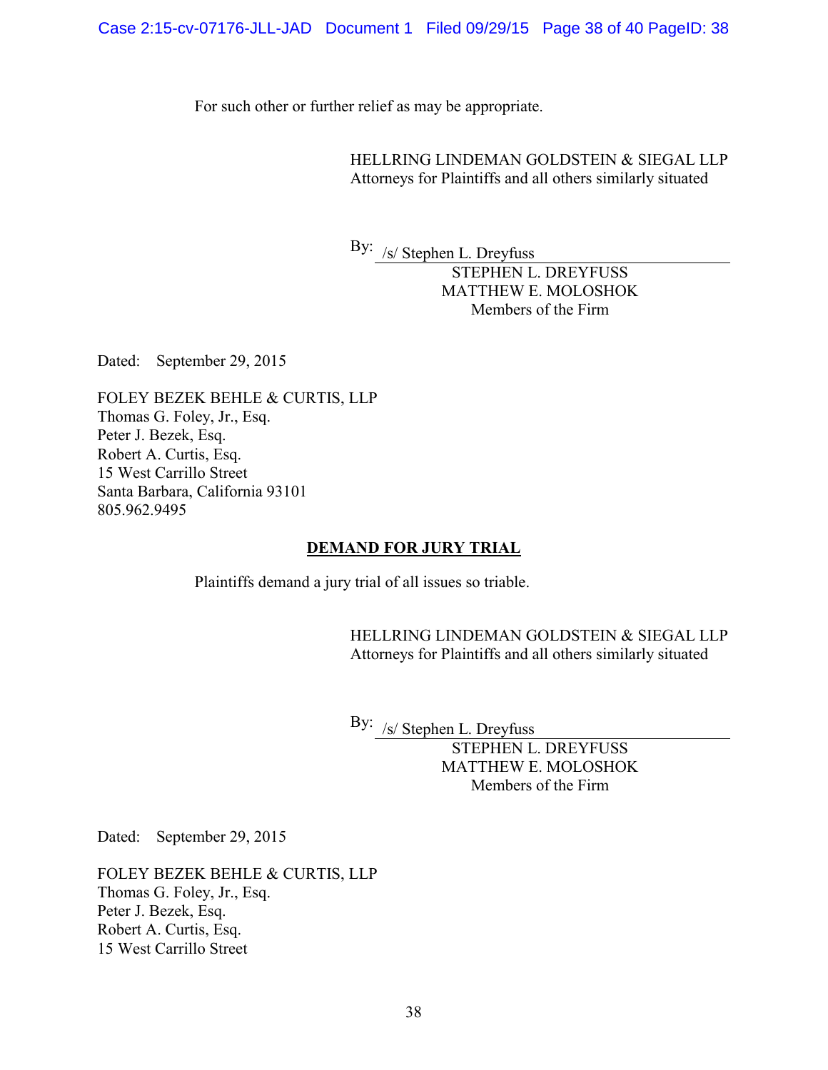For such other or further relief as may be appropriate.

HELLRING LINDEMAN GOLDSTEIN & SIEGAL LLP
Attorneys for Plaintiffs and all others similarly situated

By: /s/ Stephen L. Dreyfuss
STEPHEN L. DREYFUSS
MATTHEW E. MOLOSHOK
Members of the Firm

Dated: September 29, 2015

FOLEY BEZEK BEHLE & CURTIS, LLP
Thomas G. Foley, Jr., Esq.
Peter J. Bezek, Esq.
Robert A. Curtis, Esq.
15 West Carrillo Street
Santa Barbara, California 93101
805.962.9495

## DEMAND FOR JURY TRIAL

Plaintiffs demand a jury trial of all issues so triable.

HELLRING LINDEMAN GOLDSTEIN & SIEGAL LLP
Attorneys for Plaintiffs and all others similarly situated

By: /s/ Stephen L. Dreyfuss
STEPHEN L. DREYFUSS
MATTHEW E. MOLOSHOK
Members of the Firm

Dated: September 29, 2015

FOLEY BEZEK BEHLE & CURTIS, LLP
Thomas G. Foley, Jr., Esq.
Peter J. Bezek, Esq.
Robert A. Curtis, Esq.
15 West Carrillo Street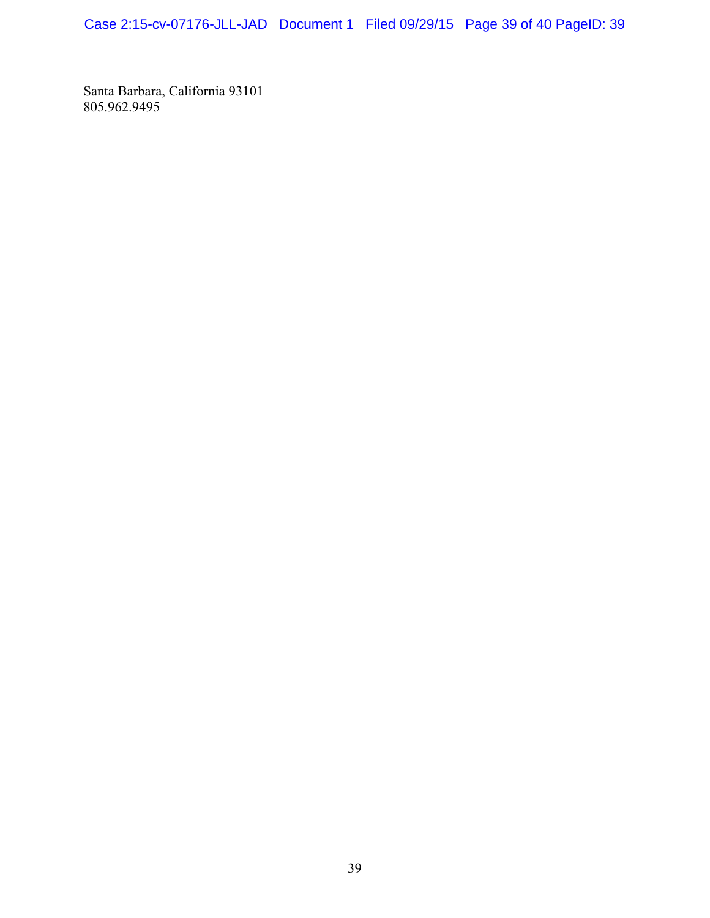Santa Barbara, California 93101
805.962.9495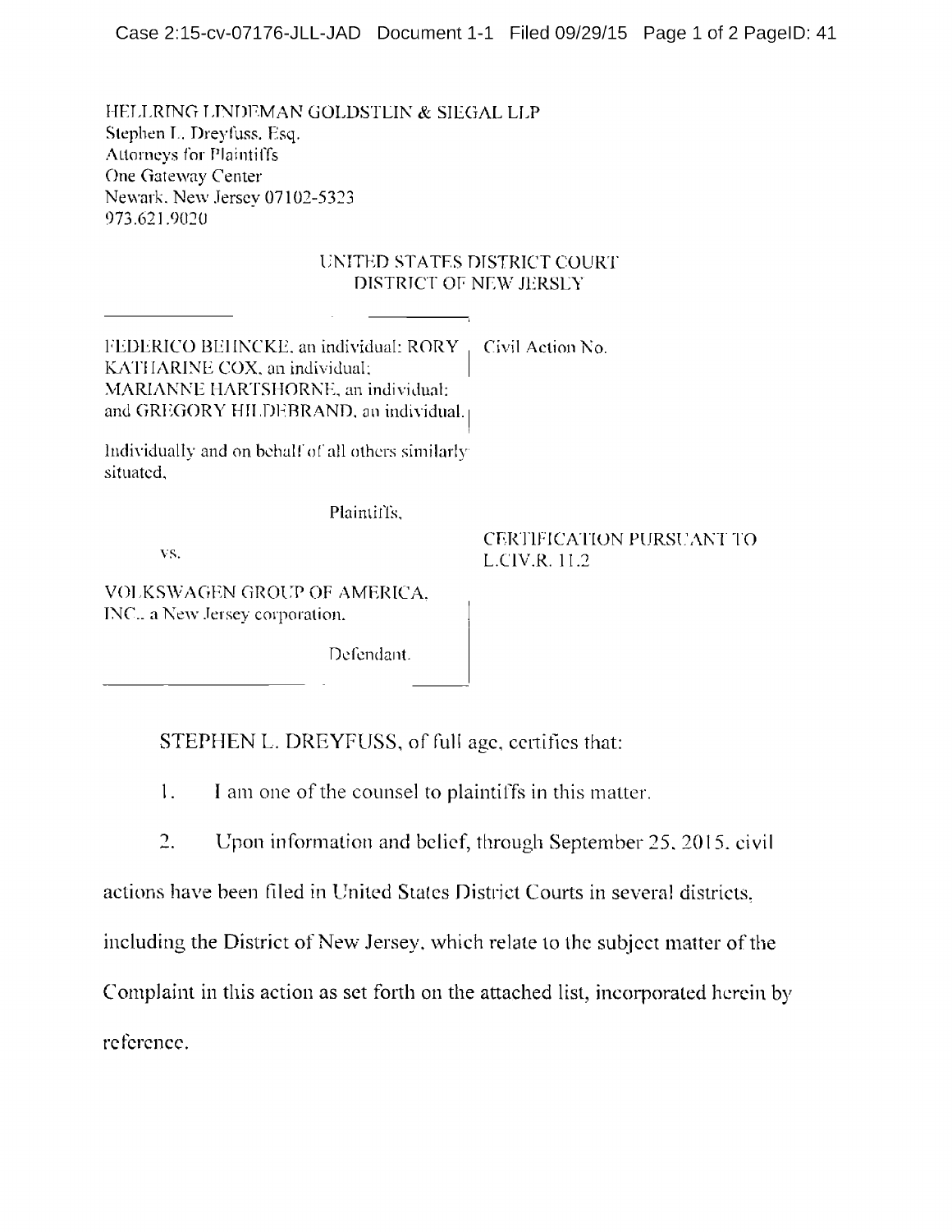HELLRING LINDEMAN GOLDSTEIN & SIEGAL LLP
Stephen L. Dreyfuss, Esq.
Attorneys for Plaintiffs
One Gateway Center
Newark, New Jersey 07102-5323
973.621.9020

UNITED STATES DISTRICT COURT
DISTRICT OF NEW JERSEY

| | |
|---|---|
| FEDERICO BEHNCKE, an individual; RORY KATHARINE COX, an individual; MARIANNE HARTSHORNE, an individual; and GREGORY HILDEBRAND, an individual. | Civil Action No. |
| Individually and on behalf of all others similarly situated, | |
| Plaintiffs, | |
| vs. | CERTIFICATION PURSUANT TO L.CIV.R. 11.2 |
| VOLKSWAGEN GROUP OF AMERICA, INC., a New Jersey corporation. | |
| Defendant. | |

STEPHEN L. DREYFUSS, of full age, certifies that:

1. I am one of the counsel to plaintiffs in this matter.

2. Upon information and belief, through September 25, 2015, civil actions have been filed in United States District Courts in several districts, including the District of New Jersey, which relate to the subject matter of the Complaint in this action as set forth on the attached list, incorporated herein by reference.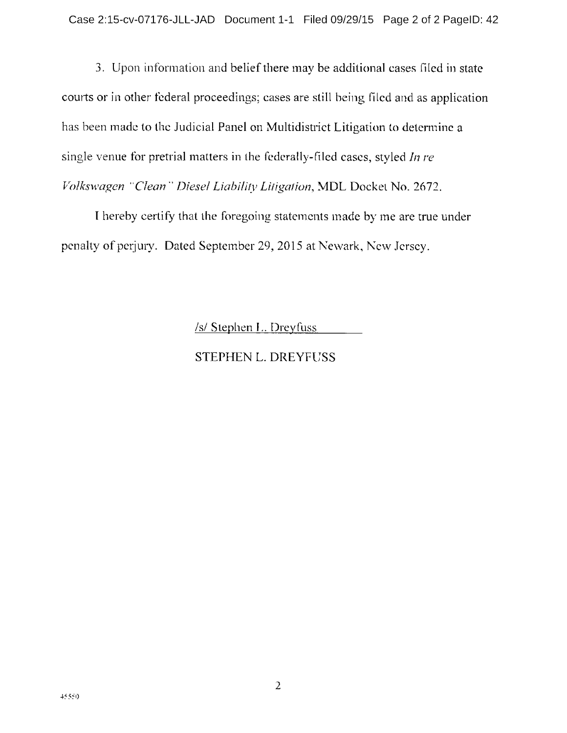3. Upon information and belief there may be additional cases filed in state courts or in other federal proceedings; cases are still being filed and as application has been made to the Judicial Panel on Multidistrict Litigation to determine a single venue for pretrial matters in the federally-filed cases, styled *In re Volkswagen "Clean" Diesel Liability Litigation*, MDL Docket No. 2672.

I hereby certify that the foregoing statements made by me are true under penalty of perjury. Dated September 29, 2015 at Newark, New Jersey.

/s/ Stephen L. Dreyfuss

STEPHEN L. DREYFUSS

45550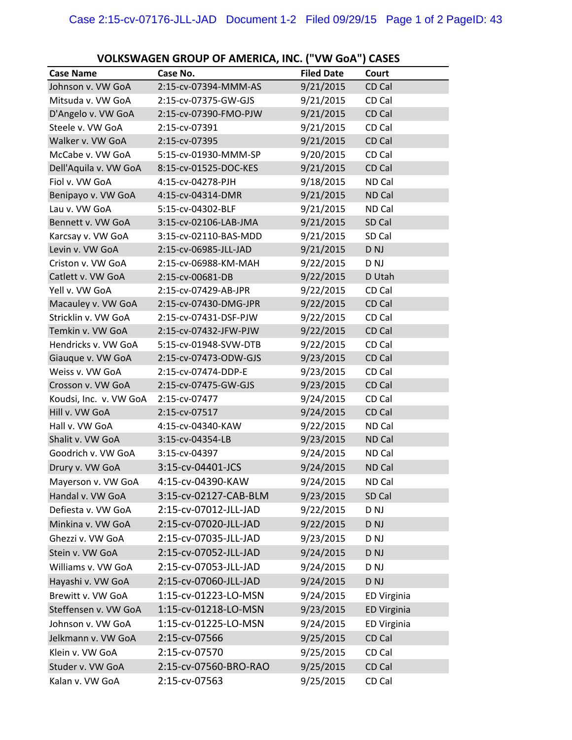## VOLKSWAGEN GROUP OF AMERICA, INC. ("VW GoA") CASES

| Case Name | Case No. | Filed Date | Court |
|---|---|---|---|
| Johnson v. VW GoA | 2:15-cv-07394-MMM-AS | 9/21/2015 | CD Cal |
| Mitsuda v. VW GoA | 2:15-cv-07375-GW-GJS | 9/21/2015 | CD Cal |
| D'Angelo v. VW GoA | 2:15-cv-07390-FMO-PJW | 9/21/2015 | CD Cal |
| Steele v. VW GoA | 2:15-cv-07391 | 9/21/2015 | CD Cal |
| Walker v. VW GoA | 2:15-cv-07395 | 9/21/2015 | CD Cal |
| McCabe v. VW GoA | 5:15-cv-01930-MMM-SP | 9/20/2015 | CD Cal |
| Dell'Aquila v. VW GoA | 8:15-cv-01525-DOC-KES | 9/21/2015 | CD Cal |
| Fiol v. VW GoA | 4:15-cv-04278-PJH | 9/18/2015 | ND Cal |
| Benipayo v. VW GoA | 4:15-cv-04314-DMR | 9/21/2015 | ND Cal |
| Lau v. VW GoA | 5:15-cv-04302-BLF | 9/21/2015 | ND Cal |
| Bennett v. VW GoA | 3:15-cv-02106-LAB-JMA | 9/21/2015 | SD Cal |
| Karcsay v. VW GoA | 3:15-cv-02110-BAS-MDD | 9/21/2015 | SD Cal |
| Levin v. VW GoA | 2:15-cv-06985-JLL-JAD | 9/21/2015 | D NJ |
| Criston v. VW GoA | 2:15-cv-06988-KM-MAH | 9/22/2015 | D NJ |
| Catlett v. VW GoA | 2:15-cv-00681-DB | 9/22/2015 | D Utah |
| Yell v. VW GoA | 2:15-cv-07429-AB-JPR | 9/22/2015 | CD Cal |
| Macauley v. VW GoA | 2:15-cv-07430-DMG-JPR | 9/22/2015 | CD Cal |
| Stricklin v. VW GoA | 2:15-cv-07431-DSF-PJW | 9/22/2015 | CD Cal |
| Temkin v. VW GoA | 2:15-cv-07432-JFW-PJW | 9/22/2015 | CD Cal |
| Hendricks v. VW GoA | 5:15-cv-01948-SVW-DTB | 9/22/2015 | CD Cal |
| Giauque v. VW GoA | 2:15-cv-07473-ODW-GJS | 9/23/2015 | CD Cal |
| Weiss v. VW GoA | 2:15-cv-07474-DDP-E | 9/23/2015 | CD Cal |
| Crosson v. VW GoA | 2:15-cv-07475-GW-GJS | 9/23/2015 | CD Cal |
| Koudsi, Inc. v. VW GoA | 2:15-cv-07477 | 9/24/2015 | CD Cal |
| Hill v. VW GoA | 2:15-cv-07517 | 9/24/2015 | CD Cal |
| Hall v. VW GoA | 4:15-cv-04340-KAW | 9/22/2015 | ND Cal |
| Shalit v. VW GoA | 3:15-cv-04354-LB | 9/23/2015 | ND Cal |
| Goodrich v. VW GoA | 3:15-cv-04397 | 9/24/2015 | ND Cal |
| Drury v. VW GoA | 3:15-cv-04401-JCS | 9/24/2015 | ND Cal |
| Mayerson v. VW GoA | 4:15-cv-04390-KAW | 9/24/2015 | ND Cal |
| Handal v. VW GoA | 3:15-cv-02127-CAB-BLM | 9/23/2015 | SD Cal |
| Defiesta v. VW GoA | 2:15-cv-07012-JLL-JAD | 9/22/2015 | D NJ |
| Minkina v. VW GoA | 2:15-cv-07020-JLL-JAD | 9/22/2015 | D NJ |
| Ghezzi v. VW GoA | 2:15-cv-07035-JLL-JAD | 9/23/2015 | D NJ |
| Stein v. VW GoA | 2:15-cv-07052-JLL-JAD | 9/24/2015 | D NJ |
| Williams v. VW GoA | 2:15-cv-07053-JLL-JAD | 9/24/2015 | D NJ |
| Hayashi v. VW GoA | 2:15-cv-07060-JLL-JAD | 9/24/2015 | D NJ |
| Brewitt v. VW GoA | 1:15-cv-01223-LO-MSN | 9/24/2015 | ED Virginia |
| Steffensen v. VW GoA | 1:15-cv-01218-LO-MSN | 9/23/2015 | ED Virginia |
| Johnson v. VW GoA | 1:15-cv-01225-LO-MSN | 9/24/2015 | ED Virginia |
| Jelkmann v. VW GoA | 2:15-cv-07566 | 9/25/2015 | CD Cal |
| Klein v. VW GoA | 2:15-cv-07570 | 9/25/2015 | CD Cal |
| Studer v. VW GoA | 2:15-cv-07560-BRO-RAO | 9/25/2015 | CD Cal |
| Kalan v. VW GoA | 2:15-cv-07563 | 9/25/2015 | CD Cal |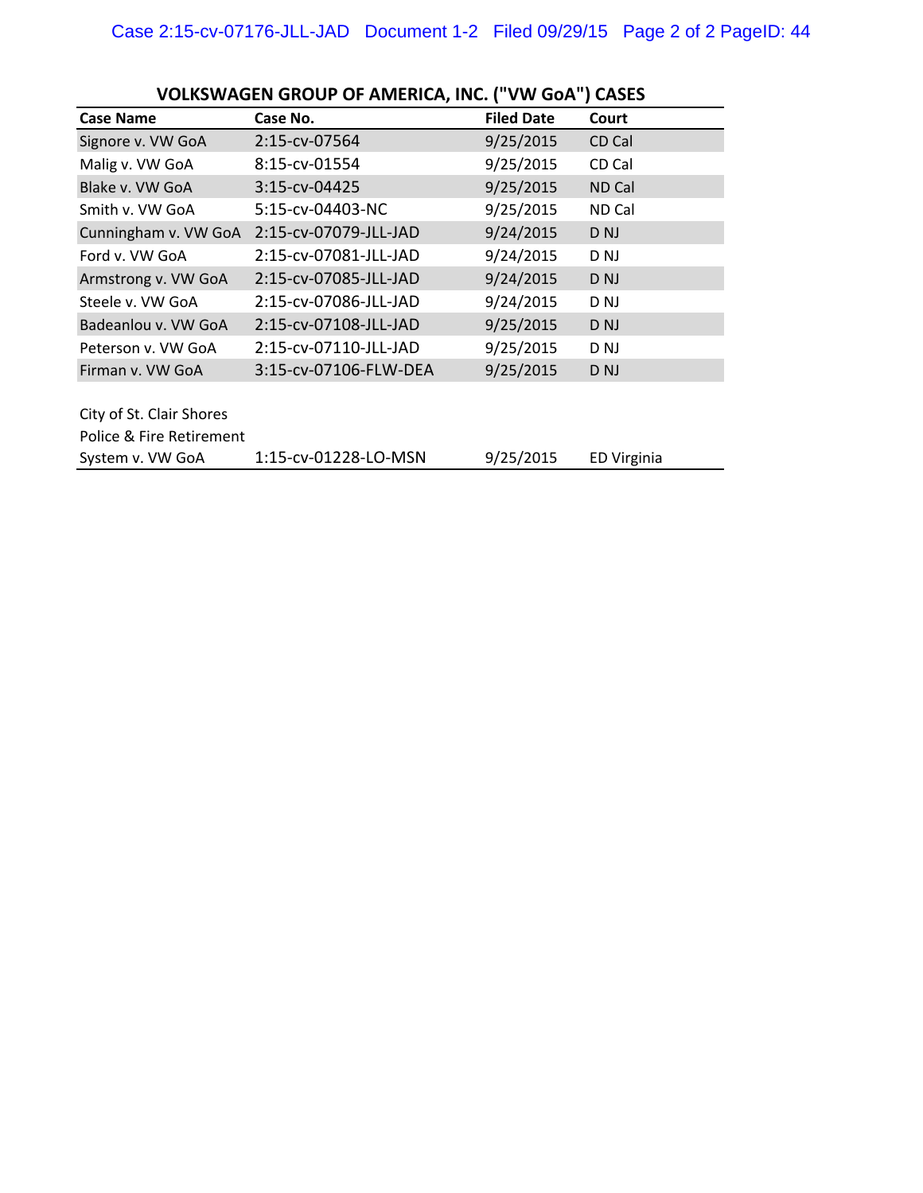## VOLKSWAGEN GROUP OF AMERICA, INC. ("VW GoA") CASES

| Case Name | Case No. | Filed Date | Court |
|---|---|---|---|
| Signore v. VW GoA | 2:15-cv-07564 | 9/25/2015 | CD Cal |
| Malig v. VW GoA | 8:15-cv-01554 | 9/25/2015 | CD Cal |
| Blake v. VW GoA | 3:15-cv-04425 | 9/25/2015 | ND Cal |
| Smith v. VW GoA | 5:15-cv-04403-NC | 9/25/2015 | ND Cal |
| Cunningham v. VW GoA | 2:15-cv-07079-JLL-JAD | 9/24/2015 | D NJ |
| Ford v. VW GoA | 2:15-cv-07081-JLL-JAD | 9/24/2015 | D NJ |
| Armstrong v. VW GoA | 2:15-cv-07085-JLL-JAD | 9/24/2015 | D NJ |
| Steele v. VW GoA | 2:15-cv-07086-JLL-JAD | 9/24/2015 | D NJ |
| Badeanlou v. VW GoA | 2:15-cv-07108-JLL-JAD | 9/25/2015 | D NJ |
| Peterson v. VW GoA | 2:15-cv-07110-JLL-JAD | 9/25/2015 | D NJ |
| Firman v. VW GoA | 3:15-cv-07106-FLW-DEA | 9/25/2015 | D NJ |
| City of St. Clair Shores Police & Fire Retirement System v. VW GoA | 1:15-cv-01228-LO-MSN | 9/25/2015 | ED Virginia |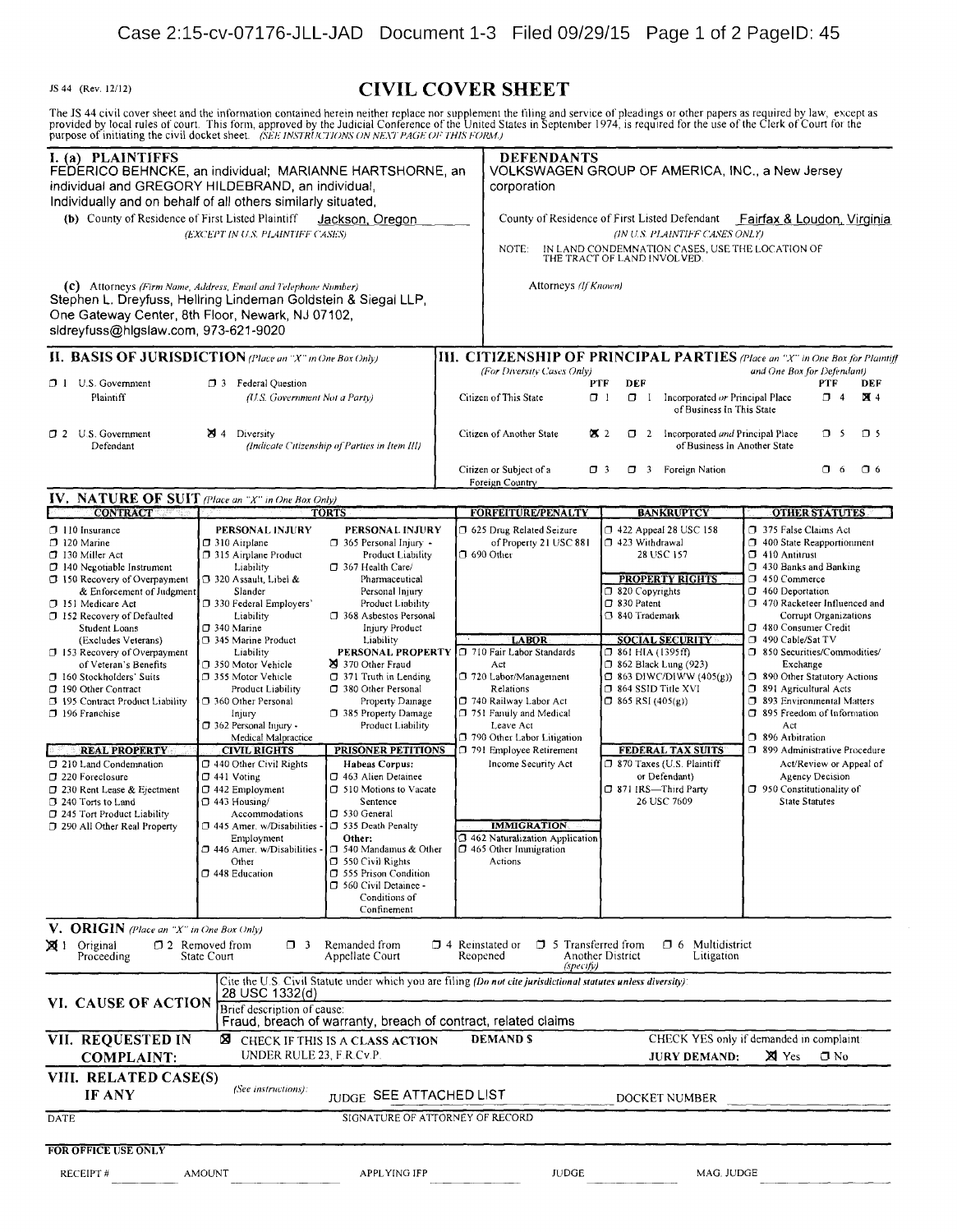JS 44 (Rev. 12/12)

# CIVIL COVER SHEET

The JS 44 civil cover sheet and the information contained herein neither replace nor supplement the filing and service of pleadings or other papers as required by law, except as provided by local rules of court. This form, approved by the Judicial Conference of the United States in September 1974, is required for the use of the Clerk of Court for the purpose of initiating the civil docket sheet. *(SEE INSTRUCTIONS ON NEXT PAGE OF THIS FORM.)*

## I. (a) PLAINTIFFS

FEDERICO BEHNCKE, an individual; MARIANNE HARTSHORNE, an individual and GREGORY HILDEBRAND, an individual, Individually and on behalf of all others similarly situated,

**(b)** County of Residence of First Listed Plaintiff: Jackson, Oregon
*(EXCEPT IN U.S. PLAINTIFF CASES)*

**(c)** Attorneys *(Firm Name, Address, Email and Telephone Number)*
Stephen L. Dreyfuss, Hellring Lindeman Goldstein & Siegal LLP, One Gateway Center, 8th Floor, Newark, NJ 07102, sldreyfuss@hlgslaw.com, 973-621-9020

## DEFENDANTS

VOLKSWAGEN GROUP OF AMERICA, INC., a New Jersey corporation

County of Residence of First Listed Defendant: Fairfax & Loudon, Virginia
*(IN U.S. PLAINTIFF CASES ONLY)*

NOTE: IN LAND CONDEMNATION CASES, USE THE LOCATION OF THE TRACT OF LAND INVOLVED.

Attorneys *(If Known)*

## II. BASIS OF JURISDICTION *(Place an "X" in One Box Only)*

- ☐ 1 U.S. Government Plaintiff
- ☐ 3 Federal Question (U.S. Government Not a Party)
- ☐ 2 U.S. Government Defendant
- ☒ 4 Diversity (Indicate Citizenship of Parties in Item III)

## III. CITIZENSHIP OF PRINCIPAL PARTIES *(Place an "X" in One Box for Plaintiff and One Box for Defendant)* *(For Diversity Cases Only)*

| | PTF | DEF | | PTF | DEF |
|---|---|---|---|---|---|
| Citizen of This State | ☐ 1 | ☐ 1 | Incorporated *or* Principal Place of Business In This State | ☐ 4 | ☒ 4 |
| Citizen of Another State | ☒ 2 | ☐ 2 | Incorporated *and* Principal Place of Business In Another State | ☐ 5 | ☐ 5 |
| Citizen or Subject of a Foreign Country | ☐ 3 | ☐ 3 | Foreign Nation | ☐ 6 | ☐ 6 |

## IV. NATURE OF SUIT *(Place an "X" in One Box Only)*

**CONTRACT**
- ☐ 110 Insurance
- ☐ 120 Marine
- ☐ 130 Miller Act
- ☐ 140 Negotiable Instrument
- ☐ 150 Recovery of Overpayment & Enforcement of Judgment
- ☐ 151 Medicare Act
- ☐ 152 Recovery of Defaulted Student Loans (Excludes Veterans)
- ☐ 153 Recovery of Overpayment of Veteran's Benefits
- ☐ 160 Stockholders' Suits
- ☐ 190 Other Contract
- ☐ 195 Contract Product Liability
- ☐ 196 Franchise

**REAL PROPERTY**
- ☐ 210 Land Condemnation
- ☐ 220 Foreclosure
- ☐ 230 Rent Lease & Ejectment
- ☐ 240 Torts to Land
- ☐ 245 Tort Product Liability
- ☐ 290 All Other Real Property

**TORTS**

PERSONAL INJURY
- ☐ 310 Airplane
- ☐ 315 Airplane Product Liability
- ☐ 320 Assault, Libel & Slander
- ☐ 330 Federal Employers' Liability
- ☐ 340 Marine
- ☐ 345 Marine Product Liability
- ☐ 350 Motor Vehicle
- ☐ 355 Motor Vehicle Product Liability
- ☐ 360 Other Personal Injury
- ☐ 362 Personal Injury - Medical Malpractice

PERSONAL INJURY
- ☐ 365 Personal Injury - Product Liability
- ☐ 367 Health Care/ Pharmaceutical Personal Injury Product Liability
- ☐ 368 Asbestos Personal Injury Product Liability

PERSONAL PROPERTY
- ☒ 370 Other Fraud
- ☐ 371 Truth in Lending
- ☐ 380 Other Personal Property Damage
- ☐ 385 Property Damage Product Liability

**CIVIL RIGHTS**
- ☐ 440 Other Civil Rights
- ☐ 441 Voting
- ☐ 442 Employment
- ☐ 443 Housing/ Accommodations
- ☐ 445 Amer. w/Disabilities - Employment
- ☐ 446 Amer. w/Disabilities - Other
- ☐ 448 Education

**PRISONER PETITIONS**

Habeas Corpus:
- ☐ 463 Alien Detainee
- ☐ 510 Motions to Vacate Sentence
- ☐ 530 General
- ☐ 535 Death Penalty

Other:
- ☐ 540 Mandamus & Other
- ☐ 550 Civil Rights
- ☐ 555 Prison Condition
- ☐ 560 Civil Detainee - Conditions of Confinement

**FORFEITURE/PENALTY**
- ☐ 625 Drug Related Seizure of Property 21 USC 881
- ☐ 690 Other

**LABOR**
- ☐ 710 Fair Labor Standards Act
- ☐ 720 Labor/Management Relations
- ☐ 740 Railway Labor Act
- ☐ 751 Family and Medical Leave Act
- ☐ 790 Other Labor Litigation
- ☐ 791 Employee Retirement Income Security Act

**IMMIGRATION**
- ☐ 462 Naturalization Application
- ☐ 465 Other Immigration Actions

**BANKRUPTCY**
- ☐ 422 Appeal 28 USC 158
- ☐ 423 Withdrawal 28 USC 157

**PROPERTY RIGHTS**
- ☐ 820 Copyrights
- ☐ 830 Patent
- ☐ 840 Trademark

**SOCIAL SECURITY**
- ☐ 861 HIA (1395ff)
- ☐ 862 Black Lung (923)
- ☐ 863 DIWC/DIWW (405(g))
- ☐ 864 SSID Title XVI
- ☐ 865 RSI (405(g))

**FEDERAL TAX SUITS**
- ☐ 870 Taxes (U.S. Plaintiff or Defendant)
- ☐ 871 IRS—Third Party 26 USC 7609

**OTHER STATUTES**
- ☐ 375 False Claims Act
- ☐ 400 State Reapportionment
- ☐ 410 Antitrust
- ☐ 430 Banks and Banking
- ☐ 450 Commerce
- ☐ 460 Deportation
- ☐ 470 Racketeer Influenced and Corrupt Organizations
- ☐ 480 Consumer Credit
- ☐ 490 Cable/Sat TV
- ☐ 850 Securities/Commodities/ Exchange
- ☐ 890 Other Statutory Actions
- ☐ 891 Agricultural Acts
- ☐ 893 Environmental Matters
- ☐ 895 Freedom of Information Act
- ☐ 896 Arbitration
- ☐ 899 Administrative Procedure Act/Review or Appeal of Agency Decision
- ☐ 950 Constitutionality of State Statutes

## V. ORIGIN *(Place an "X" in One Box Only)*

- ☒ 1 Original Proceeding
- ☐ 2 Removed from State Court
- ☐ 3 Remanded from Appellate Court
- ☐ 4 Reinstated or Reopened
- ☐ 5 Transferred from Another District *(specify)*
- ☐ 6 Multidistrict Litigation

## VI. CAUSE OF ACTION

Cite the U.S. Civil Statute under which you are filing *(Do not cite jurisdictional statutes unless diversity)*: 28 USC 1332(d)

Brief description of cause: Fraud, breach of warranty, breach of contract, related claims

## VII. REQUESTED IN COMPLAINT:

☒ CHECK IF THIS IS A CLASS ACTION UNDER RULE 23, F.R.Cv.P.

DEMAND $

CHECK YES only if demanded in complaint: JURY DEMAND: ☒ Yes ☐ No

## VIII. RELATED CASE(S) IF ANY

*(See instructions)*: JUDGE SEE ATTACHED LIST DOCKET NUMBER

DATE

SIGNATURE OF ATTORNEY OF RECORD

**FOR OFFICE USE ONLY**

RECEIPT # AMOUNT APPLYING IFP JUDGE MAG. JUDGE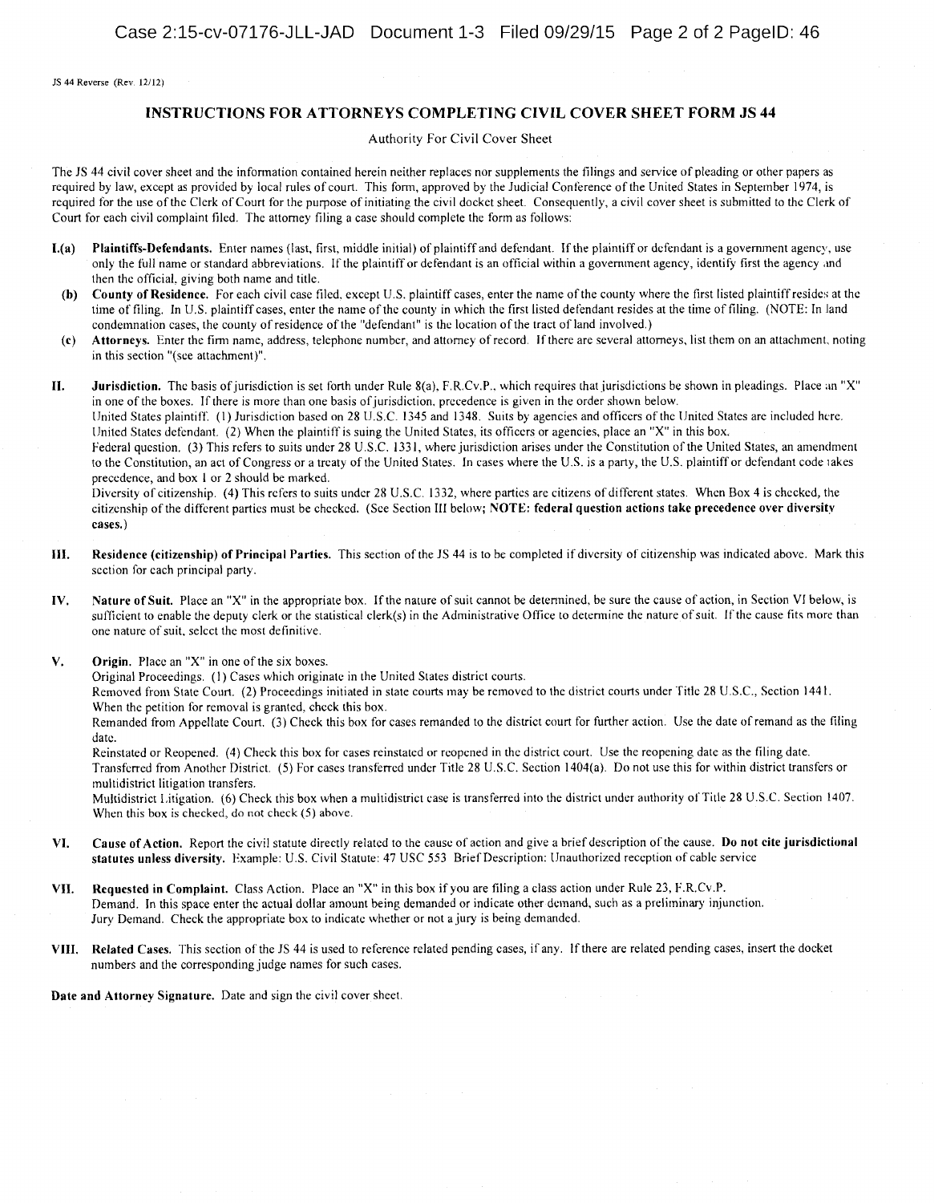JS 44 Reverse (Rev. 12/12)

# INSTRUCTIONS FOR ATTORNEYS COMPLETING CIVIL COVER SHEET FORM JS 44

Authority For Civil Cover Sheet

The JS 44 civil cover sheet and the information contained herein neither replaces nor supplements the filings and service of pleading or other papers as required by law, except as provided by local rules of court. This form, approved by the Judicial Conference of the United States in September 1974, is required for the use of the Clerk of Court for the purpose of initiating the civil docket sheet. Consequently, a civil cover sheet is submitted to the Clerk of Court for each civil complaint filed. The attorney filing a case should complete the form as follows:

**I.(a)** **Plaintiffs-Defendants.** Enter names (last, first, middle initial) of plaintiff and defendant. If the plaintiff or defendant is a government agency, use only the full name or standard abbreviations. If the plaintiff or defendant is an official within a government agency, identify first the agency and then the official, giving both name and title.

**(b)** **County of Residence.** For each civil case filed, except U.S. plaintiff cases, enter the name of the county where the first listed plaintiff resides at the time of filing. In U.S. plaintiff cases, enter the name of the county in which the first listed defendant resides at the time of filing. (NOTE: In land condemnation cases, the county of residence of the "defendant" is the location of the tract of land involved.)

**(c)** **Attorneys.** Enter the firm name, address, telephone number, and attorney of record. If there are several attorneys, list them on an attachment, noting in this section "(see attachment)".

**II.** **Jurisdiction.** The basis of jurisdiction is set forth under Rule 8(a), F.R.Cv.P., which requires that jurisdictions be shown in pleadings. Place an "X" in one of the boxes. If there is more than one basis of jurisdiction, precedence is given in the order shown below.
United States plaintiff. (1) Jurisdiction based on 28 U.S.C. 1345 and 1348. Suits by agencies and officers of the United States are included here.
United States defendant. (2) When the plaintiff is suing the United States, its officers or agencies, place an "X" in this box.
Federal question. (3) This refers to suits under 28 U.S.C. 1331, where jurisdiction arises under the Constitution of the United States, an amendment to the Constitution, an act of Congress or a treaty of the United States. In cases where the U.S. is a party, the U.S. plaintiff or defendant code takes precedence, and box 1 or 2 should be marked.
Diversity of citizenship. (4) This refers to suits under 28 U.S.C. 1332, where parties are citizens of different states. When Box 4 is checked, the citizenship of the different parties must be checked. (See Section III below; **NOTE: federal question actions take precedence over diversity cases.**)

**III.** **Residence (citizenship) of Principal Parties.** This section of the JS 44 is to be completed if diversity of citizenship was indicated above. Mark this section for each principal party.

**IV.** **Nature of Suit.** Place an "X" in the appropriate box. If the nature of suit cannot be determined, be sure the cause of action, in Section VI below, is sufficient to enable the deputy clerk or the statistical clerk(s) in the Administrative Office to determine the nature of suit. If the cause fits more than one nature of suit, select the most definitive.

**V.** **Origin.** Place an "X" in one of the six boxes.
Original Proceedings. (1) Cases which originate in the United States district courts.
Removed from State Court. (2) Proceedings initiated in state courts may be removed to the district courts under Title 28 U.S.C., Section 1441. When the petition for removal is granted, check this box.
Remanded from Appellate Court. (3) Check this box for cases remanded to the district court for further action. Use the date of remand as the filing date.
Reinstated or Reopened. (4) Check this box for cases reinstated or reopened in the district court. Use the reopening date as the filing date.
Transferred from Another District. (5) For cases transferred under Title 28 U.S.C. Section 1404(a). Do not use this for within district transfers or multidistrict litigation transfers.
Multidistrict Litigation. (6) Check this box when a multidistrict case is transferred into the district under authority of Title 28 U.S.C. Section 1407. When this box is checked, do not check (5) above.

**VI.** **Cause of Action.** Report the civil statute directly related to the cause of action and give a brief description of the cause. **Do not cite jurisdictional statutes unless diversity.** Example: U.S. Civil Statute: 47 USC 553 Brief Description: Unauthorized reception of cable service

**VII.** **Requested in Complaint.** Class Action. Place an "X" in this box if you are filing a class action under Rule 23, F.R.Cv.P.
Demand. In this space enter the actual dollar amount being demanded or indicate other demand, such as a preliminary injunction.
Jury Demand. Check the appropriate box to indicate whether or not a jury is being demanded.

**VIII.** **Related Cases.** This section of the JS 44 is used to reference related pending cases, if any. If there are related pending cases, insert the docket numbers and the corresponding judge names for such cases.

**Date and Attorney Signature.** Date and sign the civil cover sheet.